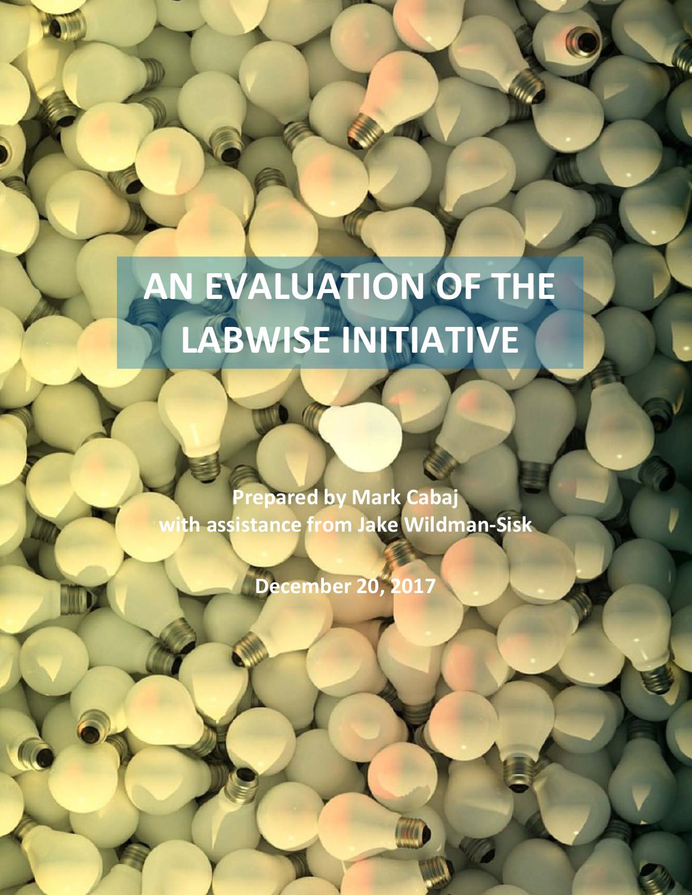# AN EVALUATION OF THE LABWISE INITIATIVE

**Prepared by Mark Cabaj**
**with assistance from Jake Wildman-Sisk**

**December 20, 2017**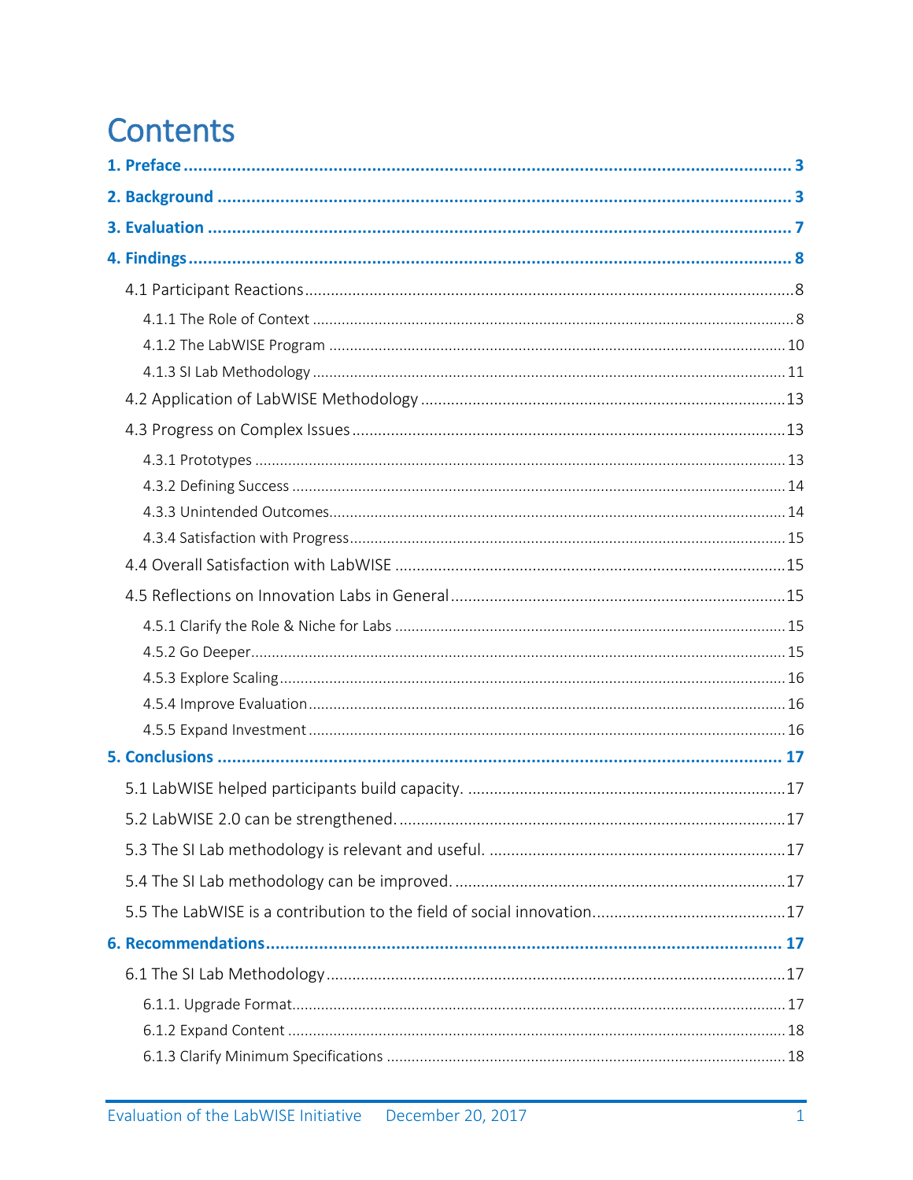# Contents

**1. Preface** ..... 3

**2. Background** ..... 3

**3. Evaluation** ..... 7

**4. Findings** ..... 8

- 4.1 Participant Reactions ..... 8
  - 4.1.1 The Role of Context ..... 8
  - 4.1.2 The LabWISE Program ..... 10
  - 4.1.3 SI Lab Methodology ..... 11
- 4.2 Application of LabWISE Methodology ..... 13
- 4.3 Progress on Complex Issues ..... 13
  - 4.3.1 Prototypes ..... 13
  - 4.3.2 Defining Success ..... 14
  - 4.3.3 Unintended Outcomes ..... 14
  - 4.3.4 Satisfaction with Progress ..... 15
- 4.4 Overall Satisfaction with LabWISE ..... 15
- 4.5 Reflections on Innovation Labs in General ..... 15
  - 4.5.1 Clarify the Role & Niche for Labs ..... 15
  - 4.5.2 Go Deeper ..... 15
  - 4.5.3 Explore Scaling ..... 16
  - 4.5.4 Improve Evaluation ..... 16
  - 4.5.5 Expand Investment ..... 16

**5. Conclusions** ..... 17

- 5.1 LabWISE helped participants build capacity. ..... 17
- 5.2 LabWISE 2.0 can be strengthened. ..... 17
- 5.3 The SI Lab methodology is relevant and useful. ..... 17
- 5.4 The SI Lab methodology can be improved. ..... 17
- 5.5 The LabWISE is a contribution to the field of social innovation ..... 17

**6. Recommendations** ..... 17

- 6.1 The SI Lab Methodology ..... 17
  - 6.1.1. Upgrade Format ..... 17
  - 6.1.2 Expand Content ..... 18
  - 6.1.3 Clarify Minimum Specifications ..... 18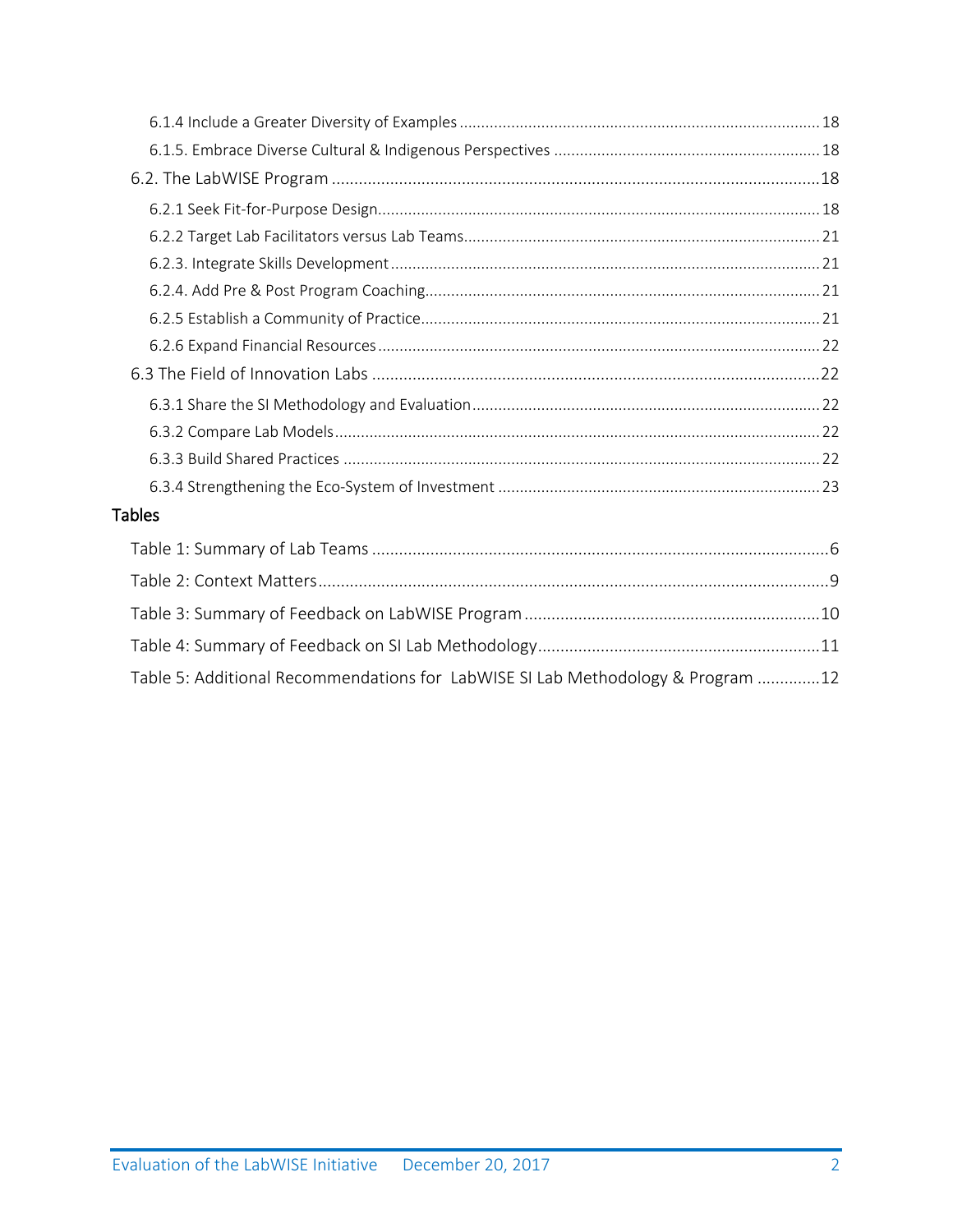6.1.4 Include a Greater Diversity of Examples .......... 18
6.1.5. Embrace Diverse Cultural & Indigenous Perspectives .......... 18
6.2. The LabWISE Program .......... 18
6.2.1 Seek Fit-for-Purpose Design .......... 18
6.2.2 Target Lab Facilitators versus Lab Teams .......... 21
6.2.3. Integrate Skills Development .......... 21
6.2.4. Add Pre & Post Program Coaching .......... 21
6.2.5 Establish a Community of Practice .......... 21
6.2.6 Expand Financial Resources .......... 22
6.3 The Field of Innovation Labs .......... 22
6.3.1 Share the SI Methodology and Evaluation .......... 22
6.3.2 Compare Lab Models .......... 22
6.3.3 Build Shared Practices .......... 22
6.3.4 Strengthening the Eco-System of Investment .......... 23

## Tables

Table 1: Summary of Lab Teams .......... 6
Table 2: Context Matters .......... 9
Table 3: Summary of Feedback on LabWISE Program .......... 10
Table 4: Summary of Feedback on SI Lab Methodology .......... 11
Table 5: Additional Recommendations for LabWISE SI Lab Methodology & Program .......... 12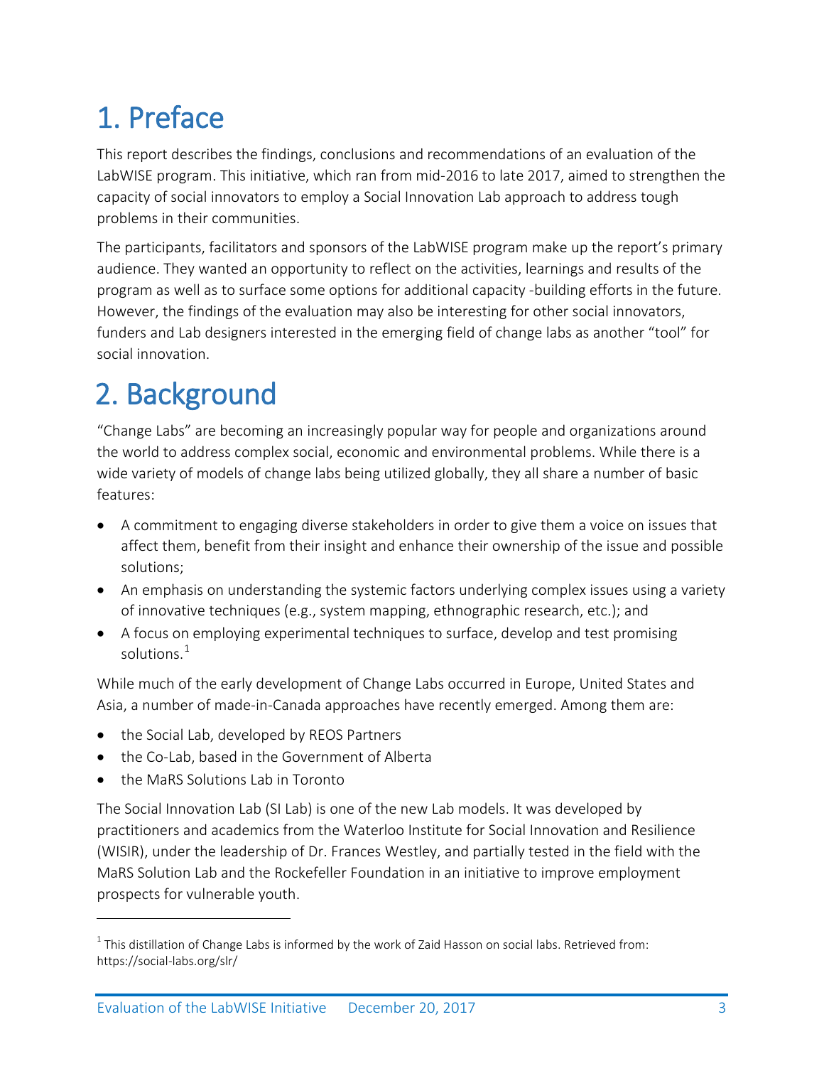# 1. Preface

This report describes the findings, conclusions and recommendations of an evaluation of the LabWISE program. This initiative, which ran from mid-2016 to late 2017, aimed to strengthen the capacity of social innovators to employ a Social Innovation Lab approach to address tough problems in their communities.

The participants, facilitators and sponsors of the LabWISE program make up the report's primary audience. They wanted an opportunity to reflect on the activities, learnings and results of the program as well as to surface some options for additional capacity -building efforts in the future. However, the findings of the evaluation may also be interesting for other social innovators, funders and Lab designers interested in the emerging field of change labs as another "tool" for social innovation.

# 2. Background

"Change Labs" are becoming an increasingly popular way for people and organizations around the world to address complex social, economic and environmental problems. While there is a wide variety of models of change labs being utilized globally, they all share a number of basic features:

- A commitment to engaging diverse stakeholders in order to give them a voice on issues that affect them, benefit from their insight and enhance their ownership of the issue and possible solutions;
- An emphasis on understanding the systemic factors underlying complex issues using a variety of innovative techniques (e.g., system mapping, ethnographic research, etc.); and
- A focus on employing experimental techniques to surface, develop and test promising solutions.[1]

While much of the early development of Change Labs occurred in Europe, United States and Asia, a number of made-in-Canada approaches have recently emerged. Among them are:

- the Social Lab, developed by REOS Partners
- the Co-Lab, based in the Government of Alberta
- the MaRS Solutions Lab in Toronto

The Social Innovation Lab (SI Lab) is one of the new Lab models. It was developed by practitioners and academics from the Waterloo Institute for Social Innovation and Resilience (WISIR), under the leadership of Dr. Frances Westley, and partially tested in the field with the MaRS Solution Lab and the Rockefeller Foundation in an initiative to improve employment prospects for vulnerable youth.

---

[1] This distillation of Change Labs is informed by the work of Zaid Hasson on social labs. Retrieved from: https://social-labs.org/slr/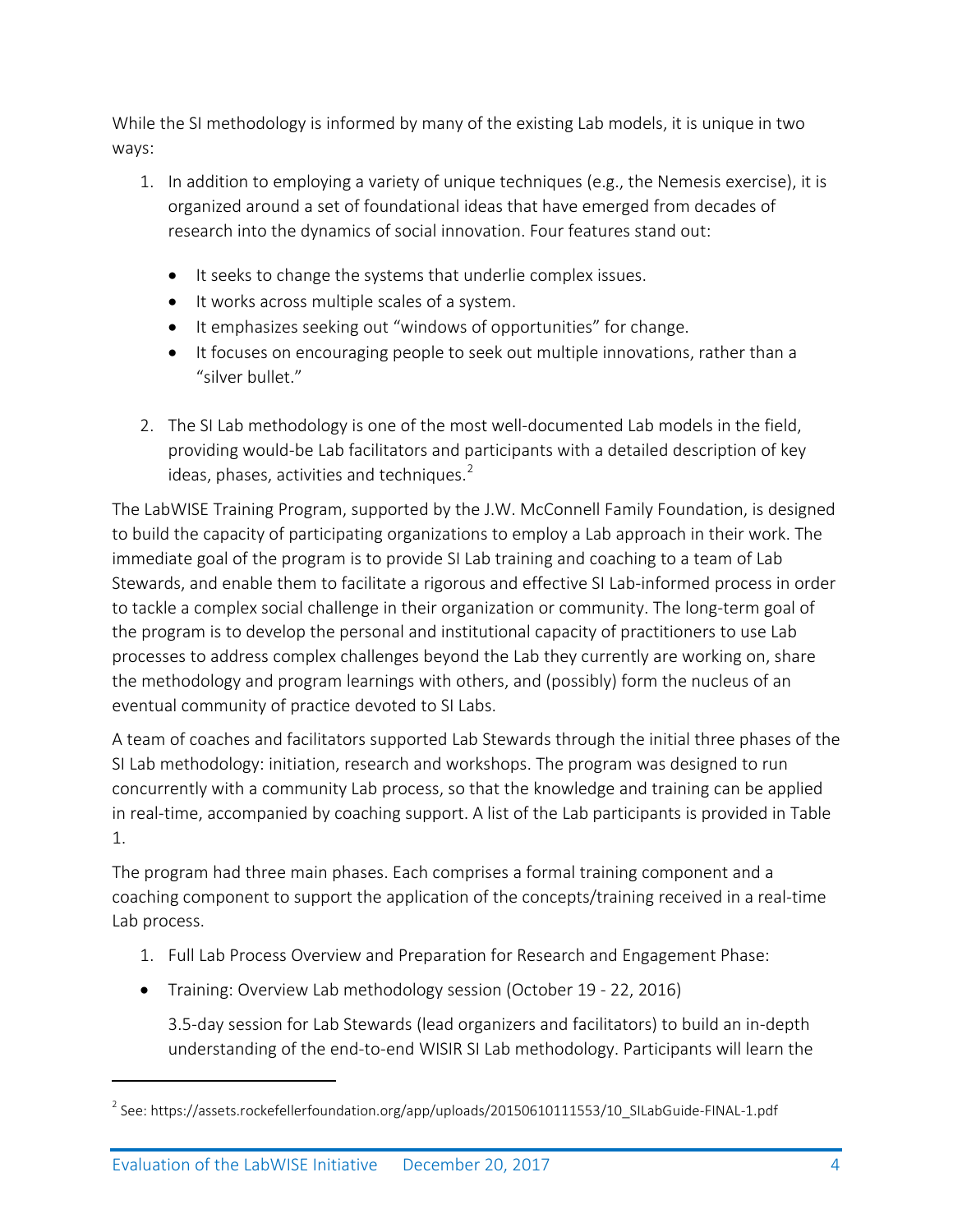While the SI methodology is informed by many of the existing Lab models, it is unique in two ways:

1. In addition to employing a variety of unique techniques (e.g., the Nemesis exercise), it is organized around a set of foundational ideas that have emerged from decades of research into the dynamics of social innovation. Four features stand out:

   - It seeks to change the systems that underlie complex issues.
   - It works across multiple scales of a system.
   - It emphasizes seeking out "windows of opportunities" for change.
   - It focuses on encouraging people to seek out multiple innovations, rather than a "silver bullet."

2. The SI Lab methodology is one of the most well-documented Lab models in the field, providing would-be Lab facilitators and participants with a detailed description of key ideas, phases, activities and techniques.[2]

The LabWISE Training Program, supported by the J.W. McConnell Family Foundation, is designed to build the capacity of participating organizations to employ a Lab approach in their work. The immediate goal of the program is to provide SI Lab training and coaching to a team of Lab Stewards, and enable them to facilitate a rigorous and effective SI Lab-informed process in order to tackle a complex social challenge in their organization or community. The long-term goal of the program is to develop the personal and institutional capacity of practitioners to use Lab processes to address complex challenges beyond the Lab they currently are working on, share the methodology and program learnings with others, and (possibly) form the nucleus of an eventual community of practice devoted to SI Labs.

A team of coaches and facilitators supported Lab Stewards through the initial three phases of the SI Lab methodology: initiation, research and workshops. The program was designed to run concurrently with a community Lab process, so that the knowledge and training can be applied in real-time, accompanied by coaching support. A list of the Lab participants is provided in Table 1.

The program had three main phases. Each comprises a formal training component and a coaching component to support the application of the concepts/training received in a real-time Lab process.

1. Full Lab Process Overview and Preparation for Research and Engagement Phase:

- Training: Overview Lab methodology session (October 19 - 22, 2016)

  3.5-day session for Lab Stewards (lead organizers and facilitators) to build an in-depth understanding of the end-to-end WISIR SI Lab methodology. Participants will learn the

[2] See: https://assets.rockefellerfoundation.org/app/uploads/20150610111553/10_SILabGuide-FINAL-1.pdf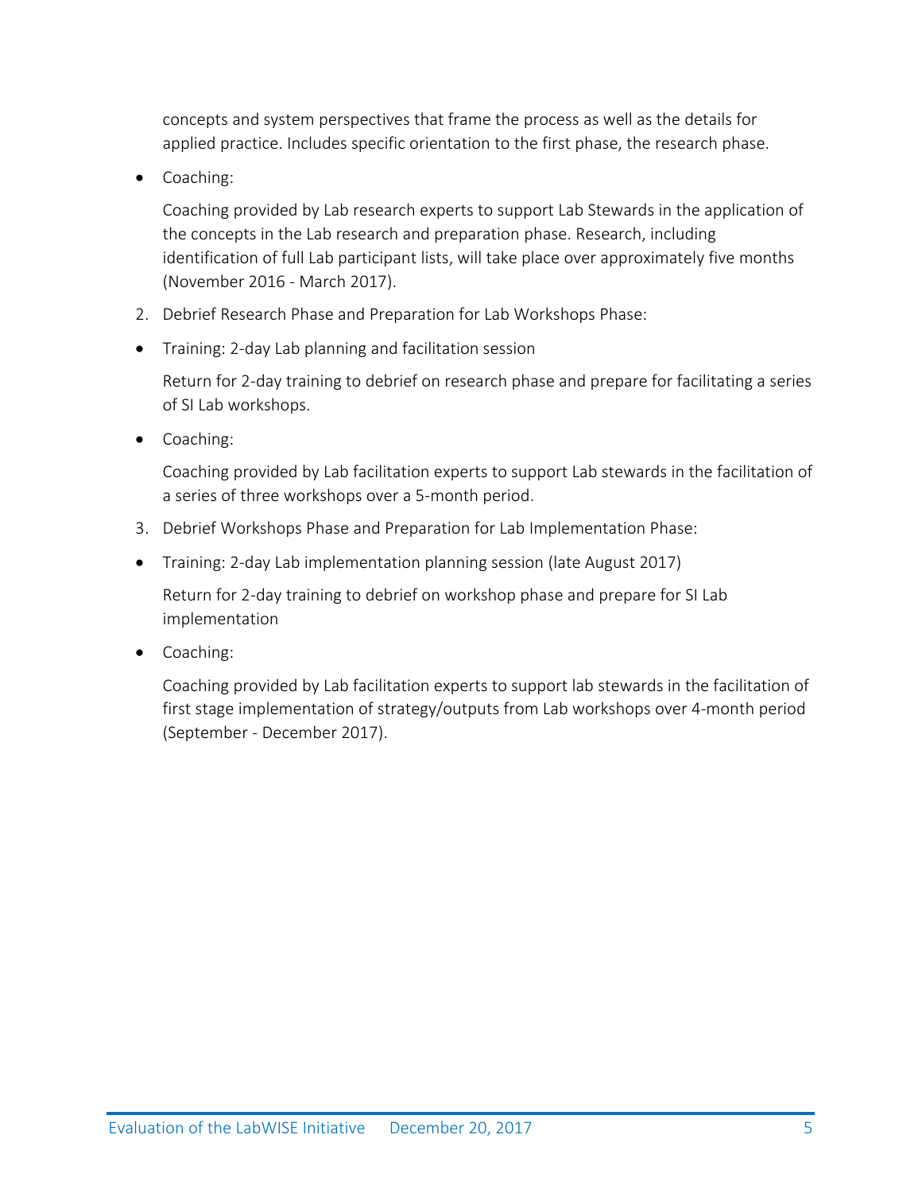concepts and system perspectives that frame the process as well as the details for applied practice. Includes specific orientation to the first phase, the research phase.

- Coaching:

  Coaching provided by Lab research experts to support Lab Stewards in the application of the concepts in the Lab research and preparation phase. Research, including identification of full Lab participant lists, will take place over approximately five months (November 2016 - March 2017).

2. Debrief Research Phase and Preparation for Lab Workshops Phase:

- Training: 2-day Lab planning and facilitation session

  Return for 2-day training to debrief on research phase and prepare for facilitating a series of SI Lab workshops.

- Coaching:

  Coaching provided by Lab facilitation experts to support Lab stewards in the facilitation of a series of three workshops over a 5-month period.

3. Debrief Workshops Phase and Preparation for Lab Implementation Phase:

- Training: 2-day Lab implementation planning session (late August 2017)

  Return for 2-day training to debrief on workshop phase and prepare for SI Lab implementation

- Coaching:

  Coaching provided by Lab facilitation experts to support lab stewards in the facilitation of first stage implementation of strategy/outputs from Lab workshops over 4-month period (September - December 2017).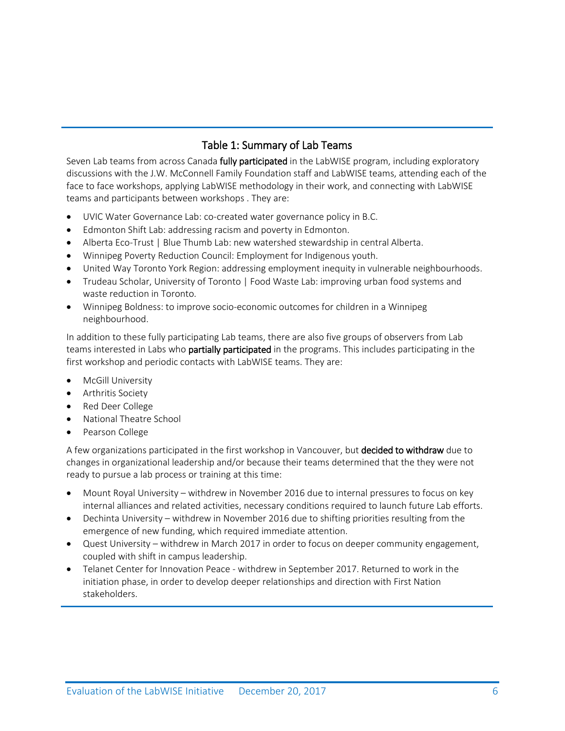## Table 1: Summary of Lab Teams

Seven Lab teams from across Canada **fully participated** in the LabWISE program, including exploratory discussions with the J.W. McConnell Family Foundation staff and LabWISE teams, attending each of the face to face workshops, applying LabWISE methodology in their work, and connecting with LabWISE teams and participants between workshops . They are:

- UVIC Water Governance Lab: co-created water governance policy in B.C.
- Edmonton Shift Lab: addressing racism and poverty in Edmonton.
- Alberta Eco-Trust | Blue Thumb Lab: new watershed stewardship in central Alberta.
- Winnipeg Poverty Reduction Council: Employment for Indigenous youth.
- United Way Toronto York Region: addressing employment inequity in vulnerable neighbourhoods.
- Trudeau Scholar, University of Toronto | Food Waste Lab: improving urban food systems and waste reduction in Toronto.
- Winnipeg Boldness: to improve socio-economic outcomes for children in a Winnipeg neighbourhood.

In addition to these fully participating Lab teams, there are also five groups of observers from Lab teams interested in Labs who **partially participated** in the programs. This includes participating in the first workshop and periodic contacts with LabWISE teams. They are:

- McGill University
- Arthritis Society
- Red Deer College
- National Theatre School
- Pearson College

A few organizations participated in the first workshop in Vancouver, but **decided to withdraw** due to changes in organizational leadership and/or because their teams determined that the they were not ready to pursue a lab process or training at this time:

- Mount Royal University – withdrew in November 2016 due to internal pressures to focus on key internal alliances and related activities, necessary conditions required to launch future Lab efforts.
- Dechinta University – withdrew in November 2016 due to shifting priorities resulting from the emergence of new funding, which required immediate attention.
- Quest University – withdrew in March 2017 in order to focus on deeper community engagement, coupled with shift in campus leadership.
- Telanet Center for Innovation Peace - withdrew in September 2017. Returned to work in the initiation phase, in order to develop deeper relationships and direction with First Nation stakeholders.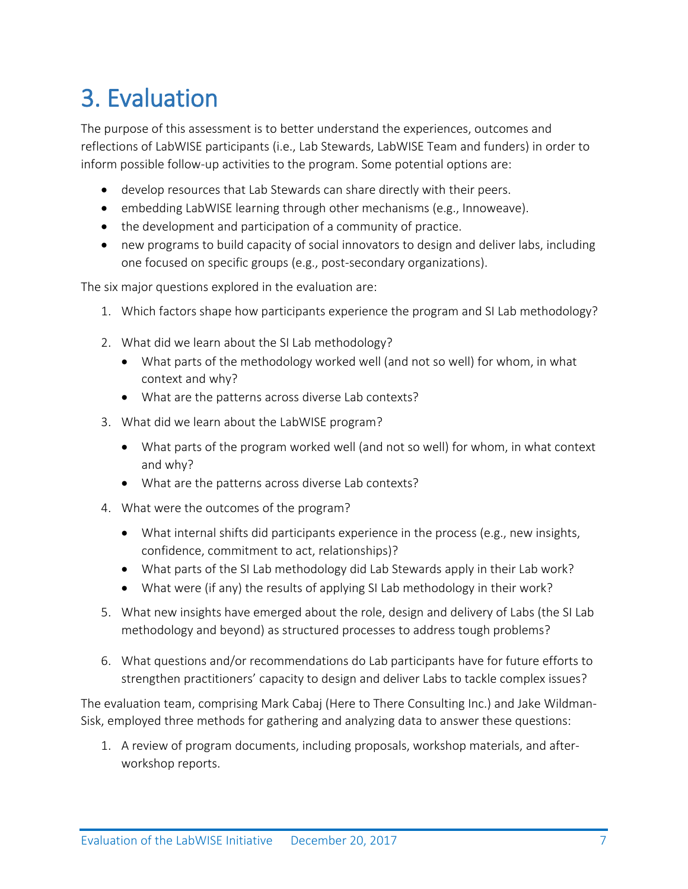# 3. Evaluation

The purpose of this assessment is to better understand the experiences, outcomes and reflections of LabWISE participants (i.e., Lab Stewards, LabWISE Team and funders) in order to inform possible follow-up activities to the program. Some potential options are:

- develop resources that Lab Stewards can share directly with their peers.
- embedding LabWISE learning through other mechanisms (e.g., Innoweave).
- the development and participation of a community of practice.
- new programs to build capacity of social innovators to design and deliver labs, including one focused on specific groups (e.g., post-secondary organizations).

The six major questions explored in the evaluation are:

1. Which factors shape how participants experience the program and SI Lab methodology?
2. What did we learn about the SI Lab methodology?
   - What parts of the methodology worked well (and not so well) for whom, in what context and why?
   - What are the patterns across diverse Lab contexts?
3. What did we learn about the LabWISE program?
   - What parts of the program worked well (and not so well) for whom, in what context and why?
   - What are the patterns across diverse Lab contexts?
4. What were the outcomes of the program?
   - What internal shifts did participants experience in the process (e.g., new insights, confidence, commitment to act, relationships)?
   - What parts of the SI Lab methodology did Lab Stewards apply in their Lab work?
   - What were (if any) the results of applying SI Lab methodology in their work?
5. What new insights have emerged about the role, design and delivery of Labs (the SI Lab methodology and beyond) as structured processes to address tough problems?
6. What questions and/or recommendations do Lab participants have for future efforts to strengthen practitioners' capacity to design and deliver Labs to tackle complex issues?

The evaluation team, comprising Mark Cabaj (Here to There Consulting Inc.) and Jake Wildman-Sisk, employed three methods for gathering and analyzing data to answer these questions:

1. A review of program documents, including proposals, workshop materials, and after-workshop reports.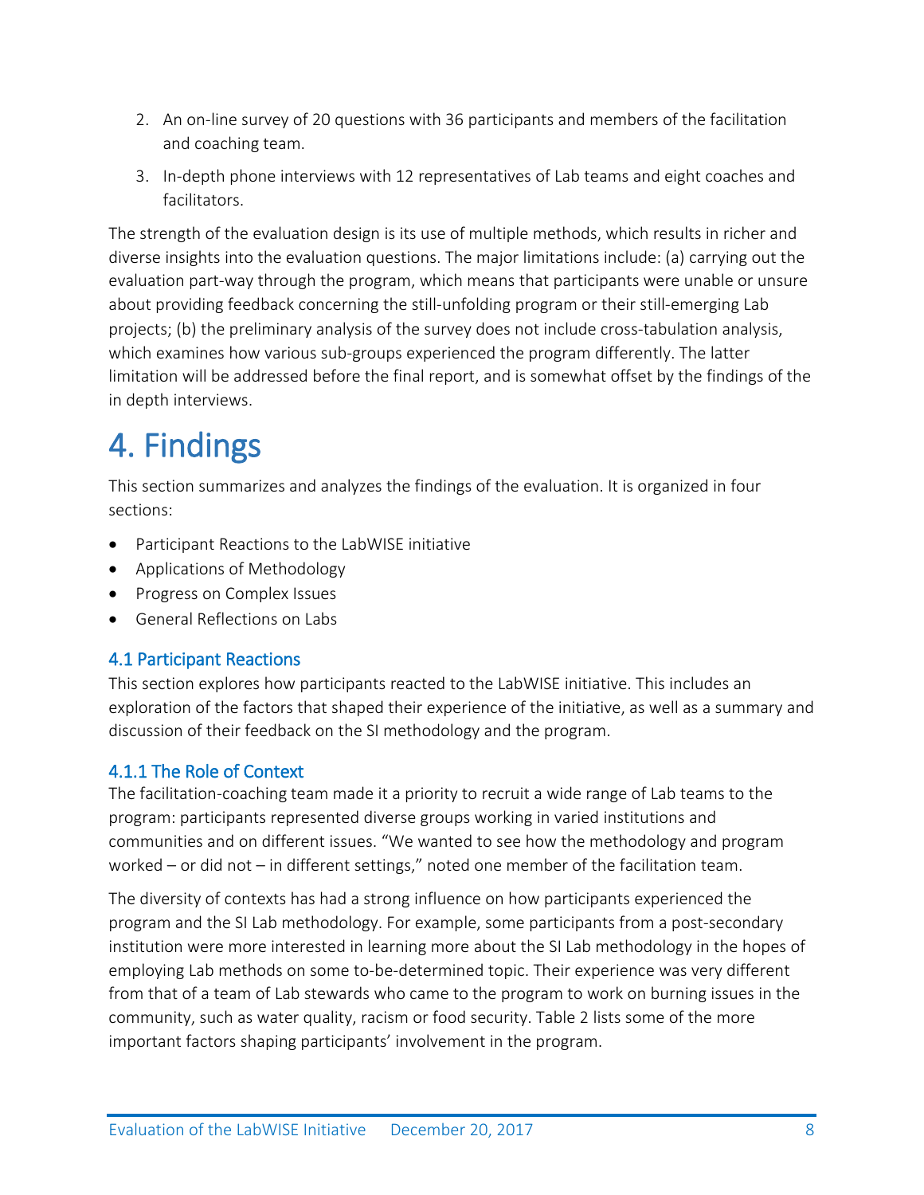2. An on-line survey of 20 questions with 36 participants and members of the facilitation and coaching team.

3. In-depth phone interviews with 12 representatives of Lab teams and eight coaches and facilitators.

The strength of the evaluation design is its use of multiple methods, which results in richer and diverse insights into the evaluation questions. The major limitations include: (a) carrying out the evaluation part-way through the program, which means that participants were unable or unsure about providing feedback concerning the still-unfolding program or their still-emerging Lab projects; (b) the preliminary analysis of the survey does not include cross-tabulation analysis, which examines how various sub-groups experienced the program differently. The latter limitation will be addressed before the final report, and is somewhat offset by the findings of the in depth interviews.

# 4. Findings

This section summarizes and analyzes the findings of the evaluation. It is organized in four sections:

- Participant Reactions to the LabWISE initiative
- Applications of Methodology
- Progress on Complex Issues
- General Reflections on Labs

## 4.1 Participant Reactions

This section explores how participants reacted to the LabWISE initiative. This includes an exploration of the factors that shaped their experience of the initiative, as well as a summary and discussion of their feedback on the SI methodology and the program.

### 4.1.1 The Role of Context

The facilitation-coaching team made it a priority to recruit a wide range of Lab teams to the program: participants represented diverse groups working in varied institutions and communities and on different issues. "We wanted to see how the methodology and program worked – or did not – in different settings," noted one member of the facilitation team.

The diversity of contexts has had a strong influence on how participants experienced the program and the SI Lab methodology. For example, some participants from a post-secondary institution were more interested in learning more about the SI Lab methodology in the hopes of employing Lab methods on some to-be-determined topic. Their experience was very different from that of a team of Lab stewards who came to the program to work on burning issues in the community, such as water quality, racism or food security. Table 2 lists some of the more important factors shaping participants' involvement in the program.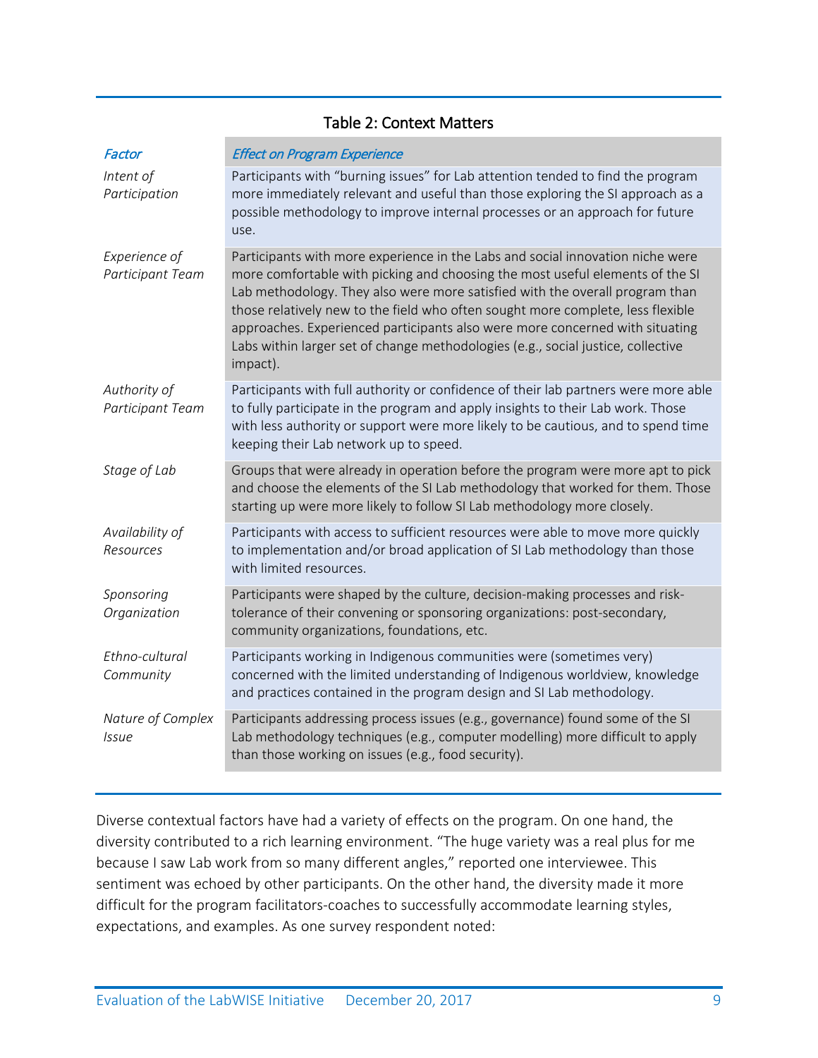Table 2: Context Matters

| *Factor* | *Effect on Program Experience* |
| --- | --- |
| *Intent of Participation* | Participants with "burning issues" for Lab attention tended to find the program more immediately relevant and useful than those exploring the SI approach as a possible methodology to improve internal processes or an approach for future use. |
| *Experience of Participant Team* | Participants with more experience in the Labs and social innovation niche were more comfortable with picking and choosing the most useful elements of the SI Lab methodology. They also were more satisfied with the overall program than those relatively new to the field who often sought more complete, less flexible approaches. Experienced participants also were more concerned with situating Labs within larger set of change methodologies (e.g., social justice, collective impact). |
| *Authority of Participant Team* | Participants with full authority or confidence of their lab partners were more able to fully participate in the program and apply insights to their Lab work. Those with less authority or support were more likely to be cautious, and to spend time keeping their Lab network up to speed. |
| *Stage of Lab* | Groups that were already in operation before the program were more apt to pick and choose the elements of the SI Lab methodology that worked for them. Those starting up were more likely to follow SI Lab methodology more closely. |
| *Availability of Resources* | Participants with access to sufficient resources were able to move more quickly to implementation and/or broad application of SI Lab methodology than those with limited resources. |
| *Sponsoring Organization* | Participants were shaped by the culture, decision-making processes and risk-tolerance of their convening or sponsoring organizations: post-secondary, community organizations, foundations, etc. |
| *Ethno-cultural Community* | Participants working in Indigenous communities were (sometimes very) concerned with the limited understanding of Indigenous worldview, knowledge and practices contained in the program design and SI Lab methodology. |
| *Nature of Complex Issue* | Participants addressing process issues (e.g., governance) found some of the SI Lab methodology techniques (e.g., computer modelling) more difficult to apply than those working on issues (e.g., food security). |

Diverse contextual factors have had a variety of effects on the program. On one hand, the diversity contributed to a rich learning environment. "The huge variety was a real plus for me because I saw Lab work from so many different angles," reported one interviewee. This sentiment was echoed by other participants. On the other hand, the diversity made it more difficult for the program facilitators-coaches to successfully accommodate learning styles, expectations, and examples. As one survey respondent noted: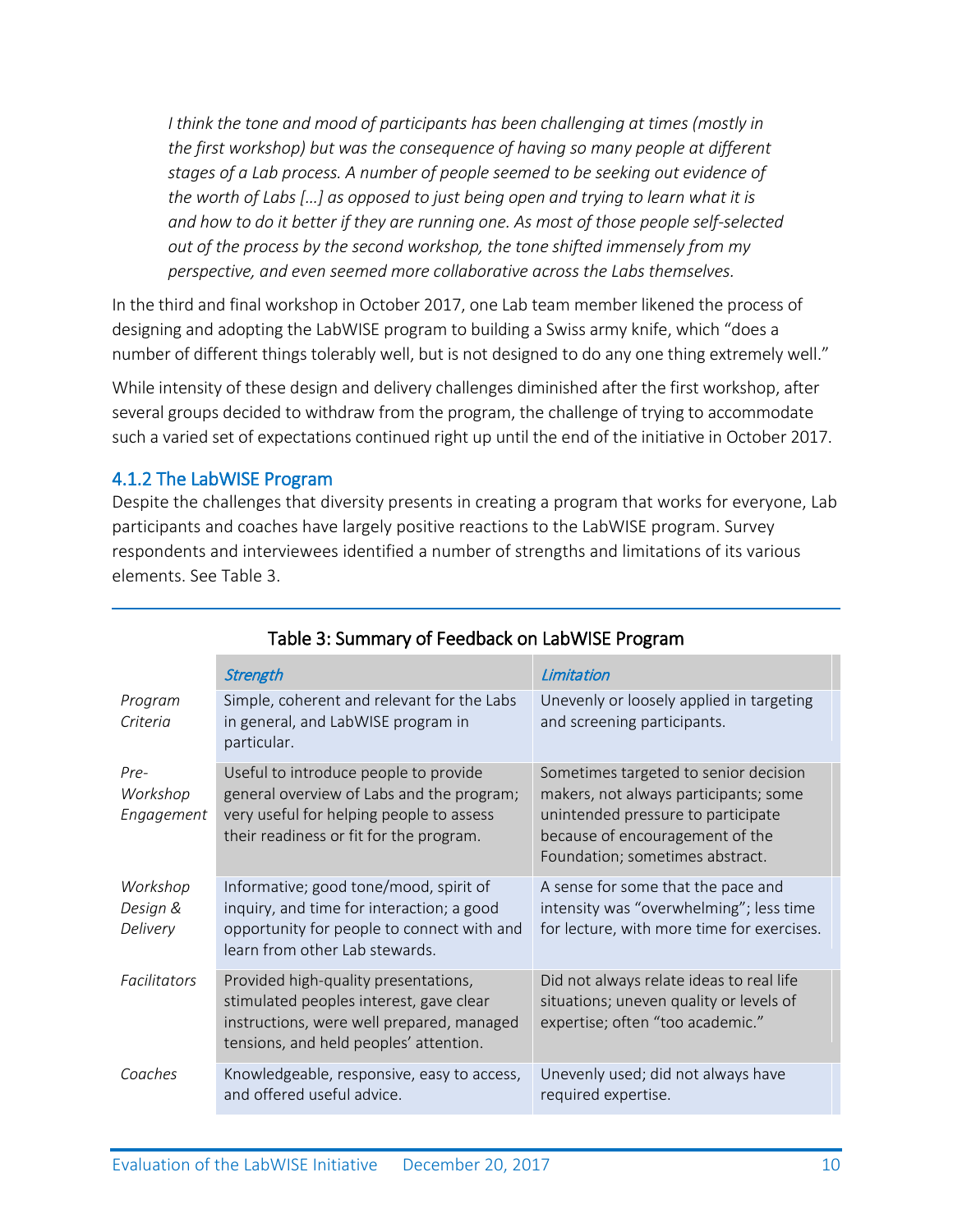*I think the tone and mood of participants has been challenging at times (mostly in the first workshop) but was the consequence of having so many people at different stages of a Lab process. A number of people seemed to be seeking out evidence of the worth of Labs […] as opposed to just being open and trying to learn what it is and how to do it better if they are running one. As most of those people self-selected out of the process by the second workshop, the tone shifted immensely from my perspective, and even seemed more collaborative across the Labs themselves.*

In the third and final workshop in October 2017, one Lab team member likened the process of designing and adopting the LabWISE program to building a Swiss army knife, which "does a number of different things tolerably well, but is not designed to do any one thing extremely well."

While intensity of these design and delivery challenges diminished after the first workshop, after several groups decided to withdraw from the program, the challenge of trying to accommodate such a varied set of expectations continued right up until the end of the initiative in October 2017.

### 4.1.2 The LabWISE Program

Despite the challenges that diversity presents in creating a program that works for everyone, Lab participants and coaches have largely positive reactions to the LabWISE program. Survey respondents and interviewees identified a number of strengths and limitations of its various elements. See Table 3.

**Table 3: Summary of Feedback on LabWISE Program**

| | *Strength* | *Limitation* |
|---|---|---|
| *Program Criteria* | Simple, coherent and relevant for the Labs in general, and LabWISE program in particular. | Unevenly or loosely applied in targeting and screening participants. |
| *Pre-Workshop Engagement* | Useful to introduce people to provide general overview of Labs and the program; very useful for helping people to assess their readiness or fit for the program. | Sometimes targeted to senior decision makers, not always participants; some unintended pressure to participate because of encouragement of the Foundation; sometimes abstract. |
| *Workshop Design & Delivery* | Informative; good tone/mood, spirit of inquiry, and time for interaction; a good opportunity for people to connect with and learn from other Lab stewards. | A sense for some that the pace and intensity was "overwhelming"; less time for lecture, with more time for exercises. |
| *Facilitators* | Provided high-quality presentations, stimulated peoples interest, gave clear instructions, were well prepared, managed tensions, and held peoples' attention. | Did not always relate ideas to real life situations; uneven quality or levels of expertise; often "too academic." |
| *Coaches* | Knowledgeable, responsive, easy to access, and offered useful advice. | Unevenly used; did not always have required expertise. |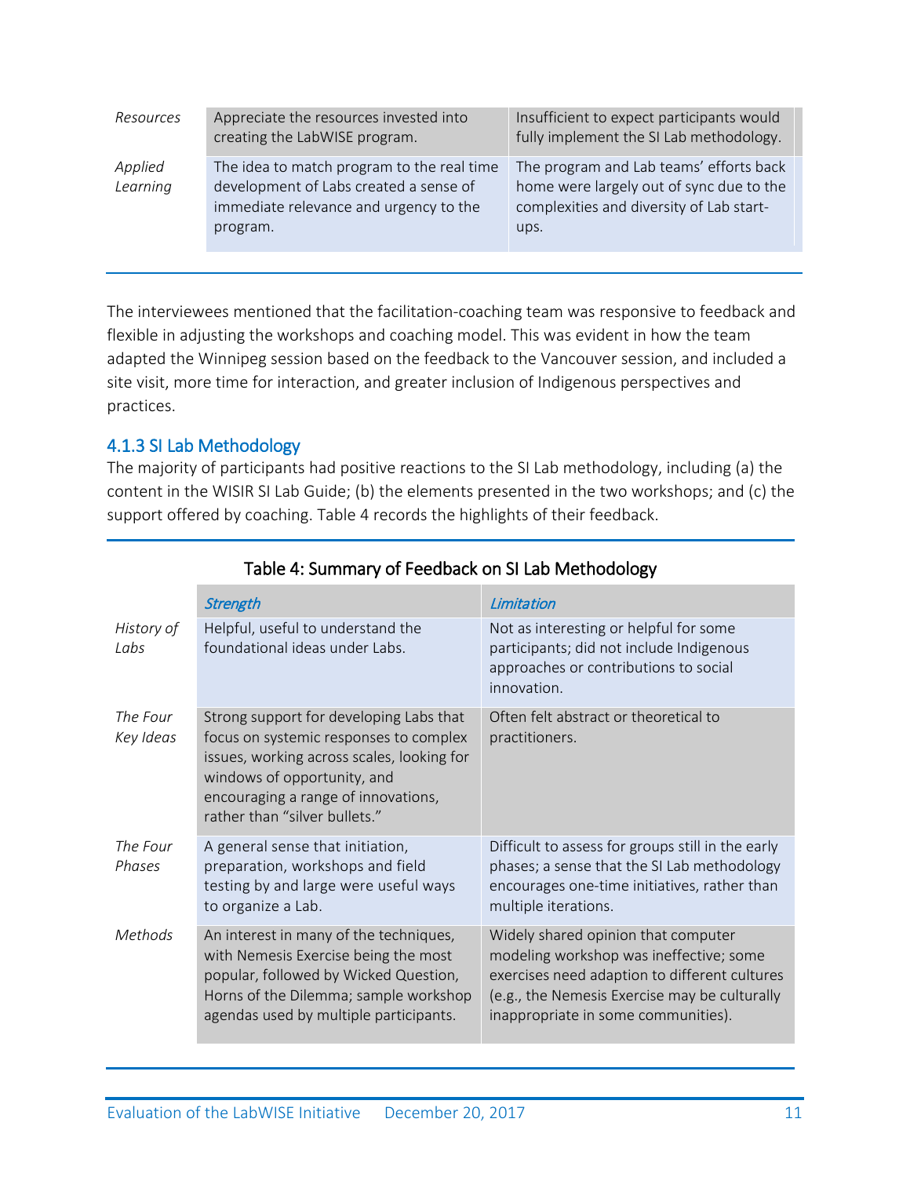| | | |
|---|---|---|
| *Resources* | Appreciate the resources invested into creating the LabWISE program. | Insufficient to expect participants would fully implement the SI Lab methodology. |
| *Applied Learning* | The idea to match program to the real time development of Labs created a sense of immediate relevance and urgency to the program. | The program and Lab teams' efforts back home were largely out of sync due to the complexities and diversity of Lab start-ups. |

The interviewees mentioned that the facilitation-coaching team was responsive to feedback and flexible in adjusting the workshops and coaching model. This was evident in how the team adapted the Winnipeg session based on the feedback to the Vancouver session, and included a site visit, more time for interaction, and greater inclusion of Indigenous perspectives and practices.

### 4.1.3 SI Lab Methodology

The majority of participants had positive reactions to the SI Lab methodology, including (a) the content in the WISIR SI Lab Guide; (b) the elements presented in the two workshops; and (c) the support offered by coaching. Table 4 records the highlights of their feedback.

Table 4: Summary of Feedback on SI Lab Methodology

| | *Strength* | *Limitation* |
|---|---|---|
| *History of Labs* | Helpful, useful to understand the foundational ideas under Labs. | Not as interesting or helpful for some participants; did not include Indigenous approaches or contributions to social innovation. |
| *The Four Key Ideas* | Strong support for developing Labs that focus on systemic responses to complex issues, working across scales, looking for windows of opportunity, and encouraging a range of innovations, rather than "silver bullets." | Often felt abstract or theoretical to practitioners. |
| *The Four Phases* | A general sense that initiation, preparation, workshops and field testing by and large were useful ways to organize a Lab. | Difficult to assess for groups still in the early phases; a sense that the SI Lab methodology encourages one-time initiatives, rather than multiple iterations. |
| *Methods* | An interest in many of the techniques, with Nemesis Exercise being the most popular, followed by Wicked Question, Horns of the Dilemma; sample workshop agendas used by multiple participants. | Widely shared opinion that computer modeling workshop was ineffective; some exercises need adaption to different cultures (e.g., the Nemesis Exercise may be culturally inappropriate in some communities). |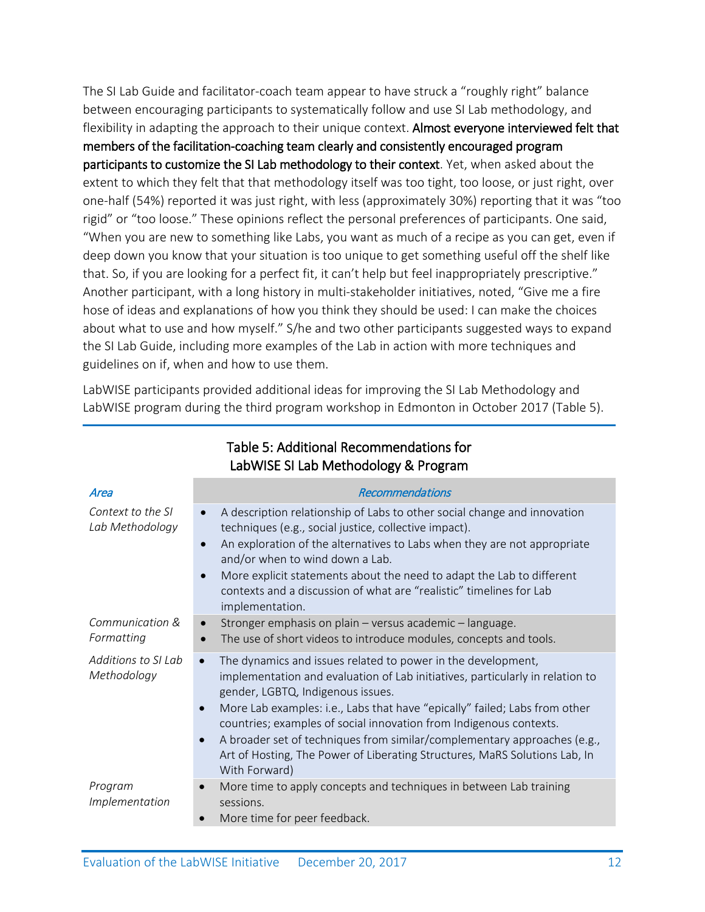The SI Lab Guide and facilitator-coach team appear to have struck a "roughly right" balance between encouraging participants to systematically follow and use SI Lab methodology, and flexibility in adapting the approach to their unique context. **Almost everyone interviewed felt that members of the facilitation-coaching team clearly and consistently encouraged program participants to customize the SI Lab methodology to their context**. Yet, when asked about the extent to which they felt that that methodology itself was too tight, too loose, or just right, over one-half (54%) reported it was just right, with less (approximately 30%) reporting that it was "too rigid" or "too loose." These opinions reflect the personal preferences of participants. One said, "When you are new to something like Labs, you want as much of a recipe as you can get, even if deep down you know that your situation is too unique to get something useful off the shelf like that. So, if you are looking for a perfect fit, it can't help but feel inappropriately prescriptive." Another participant, with a long history in multi-stakeholder initiatives, noted, "Give me a fire hose of ideas and explanations of how you think they should be used: I can make the choices about what to use and how myself." S/he and two other participants suggested ways to expand the SI Lab Guide, including more examples of the Lab in action with more techniques and guidelines on if, when and how to use them.

LabWISE participants provided additional ideas for improving the SI Lab Methodology and LabWISE program during the third program workshop in Edmonton in October 2017 (Table 5).

**Table 5: Additional Recommendations for LabWISE SI Lab Methodology & Program**

| *Area* | *Recommendations* |
| --- | --- |
| *Context to the SI Lab Methodology* | • A description relationship of Labs to other social change and innovation techniques (e.g., social justice, collective impact).<br>• An exploration of the alternatives to Labs when they are not appropriate and/or when to wind down a Lab.<br>• More explicit statements about the need to adapt the Lab to different contexts and a discussion of what are "realistic" timelines for Lab implementation. |
| *Communication & Formatting* | • Stronger emphasis on plain – versus academic – language.<br>• The use of short videos to introduce modules, concepts and tools. |
| *Additions to SI Lab Methodology* | • The dynamics and issues related to power in the development, implementation and evaluation of Lab initiatives, particularly in relation to gender, LGBTQ, Indigenous issues.<br>• More Lab examples: i.e., Labs that have "epically" failed; Labs from other countries; examples of social innovation from Indigenous contexts.<br>• A broader set of techniques from similar/complementary approaches (e.g., Art of Hosting, The Power of Liberating Structures, MaRS Solutions Lab, In With Forward) |
| *Program Implementation* | • More time to apply concepts and techniques in between Lab training sessions.<br>• More time for peer feedback. |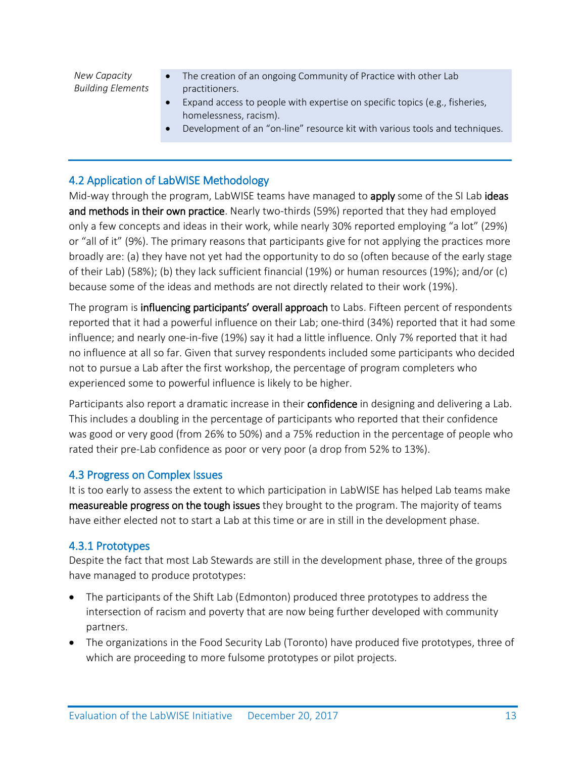| | |
|---|---|
| *New Capacity Building Elements* | • The creation of an ongoing Community of Practice with other Lab practitioners.<br>• Expand access to people with expertise on specific topics (e.g., fisheries, homelessness, racism).<br>• Development of an "on-line" resource kit with various tools and techniques. |

## 4.2 Application of LabWISE Methodology

Mid-way through the program, LabWISE teams have managed to **apply** some of the SI Lab **ideas and methods in their own practice**. Nearly two-thirds (59%) reported that they had employed only a few concepts and ideas in their work, while nearly 30% reported employing "a lot" (29%) or "all of it" (9%). The primary reasons that participants give for not applying the practices more broadly are: (a) they have not yet had the opportunity to do so (often because of the early stage of their Lab) (58%); (b) they lack sufficient financial (19%) or human resources (19%); and/or (c) because some of the ideas and methods are not directly related to their work (19%).

The program is **influencing participants' overall approach** to Labs. Fifteen percent of respondents reported that it had a powerful influence on their Lab; one-third (34%) reported that it had some influence; and nearly one-in-five (19%) say it had a little influence. Only 7% reported that it had no influence at all so far. Given that survey respondents included some participants who decided not to pursue a Lab after the first workshop, the percentage of program completers who experienced some to powerful influence is likely to be higher.

Participants also report a dramatic increase in their **confidence** in designing and delivering a Lab. This includes a doubling in the percentage of participants who reported that their confidence was good or very good (from 26% to 50%) and a 75% reduction in the percentage of people who rated their pre-Lab confidence as poor or very poor (a drop from 52% to 13%).

## 4.3 Progress on Complex Issues

It is too early to assess the extent to which participation in LabWISE has helped Lab teams make **measureable progress on the tough issues** they brought to the program. The majority of teams have either elected not to start a Lab at this time or are in still in the development phase.

### 4.3.1 Prototypes

Despite the fact that most Lab Stewards are still in the development phase, three of the groups have managed to produce prototypes:

- The participants of the Shift Lab (Edmonton) produced three prototypes to address the intersection of racism and poverty that are now being further developed with community partners.
- The organizations in the Food Security Lab (Toronto) have produced five prototypes, three of which are proceeding to more fulsome prototypes or pilot projects.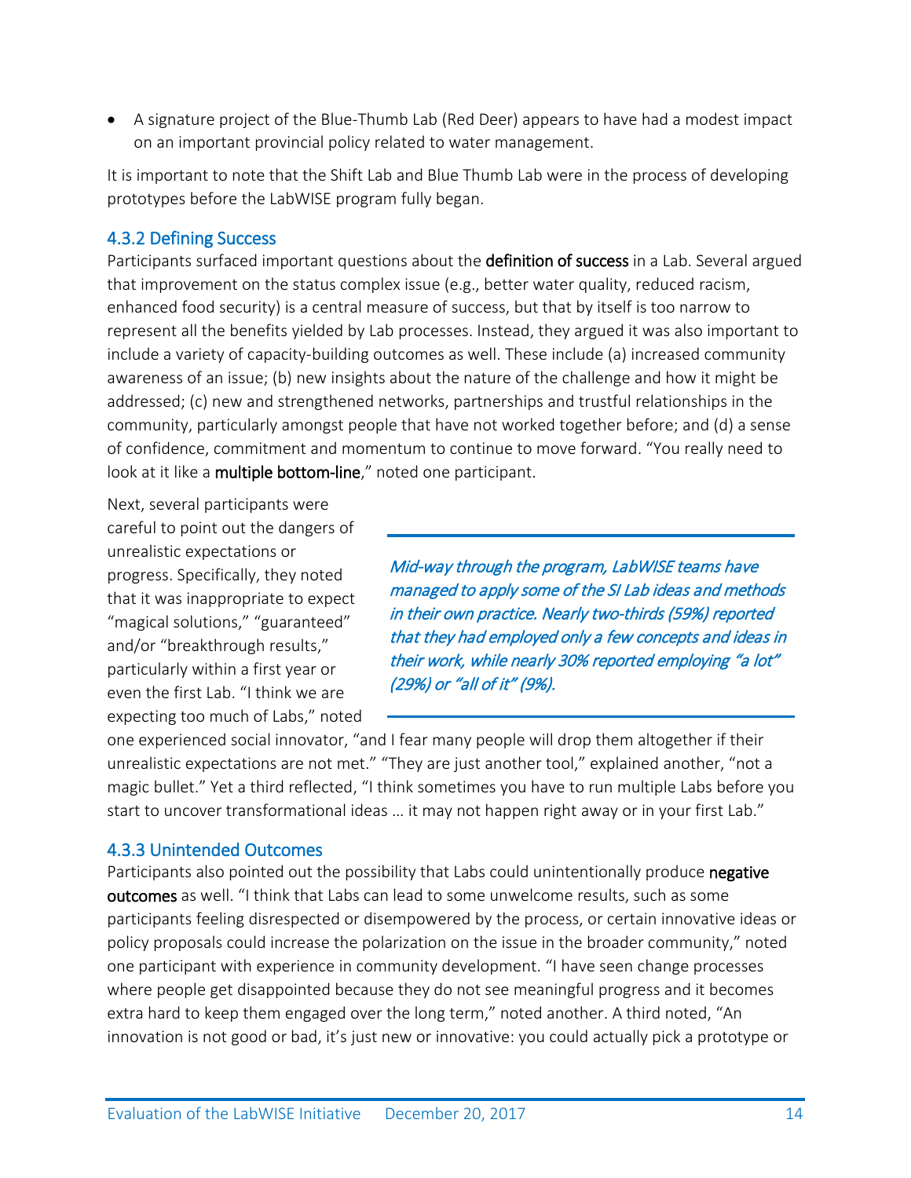- A signature project of the Blue-Thumb Lab (Red Deer) appears to have had a modest impact on an important provincial policy related to water management.

It is important to note that the Shift Lab and Blue Thumb Lab were in the process of developing prototypes before the LabWISE program fully began.

### 4.3.2 Defining Success

Participants surfaced important questions about the **definition of success** in a Lab. Several argued that improvement on the status complex issue (e.g., better water quality, reduced racism, enhanced food security) is a central measure of success, but that by itself is too narrow to represent all the benefits yielded by Lab processes. Instead, they argued it was also important to include a variety of capacity-building outcomes as well. These include (a) increased community awareness of an issue; (b) new insights about the nature of the challenge and how it might be addressed; (c) new and strengthened networks, partnerships and trustful relationships in the community, particularly amongst people that have not worked together before; and (d) a sense of confidence, commitment and momentum to continue to move forward. "You really need to look at it like a **multiple bottom-line**," noted one participant.

*Mid-way through the program, LabWISE teams have managed to apply some of the SI Lab ideas and methods in their own practice. Nearly two-thirds (59%) reported that they had employed only a few concepts and ideas in their work, while nearly 30% reported employing "a lot" (29%) or "all of it" (9%).*

Next, several participants were careful to point out the dangers of unrealistic expectations or progress. Specifically, they noted that it was inappropriate to expect "magical solutions," "guaranteed" and/or "breakthrough results," particularly within a first year or even the first Lab. "I think we are expecting too much of Labs," noted one experienced social innovator, "and I fear many people will drop them altogether if their unrealistic expectations are not met." "They are just another tool," explained another, "not a magic bullet." Yet a third reflected, "I think sometimes you have to run multiple Labs before you start to uncover transformational ideas … it may not happen right away or in your first Lab."

### 4.3.3 Unintended Outcomes

Participants also pointed out the possibility that Labs could unintentionally produce **negative outcomes** as well. "I think that Labs can lead to some unwelcome results, such as some participants feeling disrespected or disempowered by the process, or certain innovative ideas or policy proposals could increase the polarization on the issue in the broader community," noted one participant with experience in community development. "I have seen change processes where people get disappointed because they do not see meaningful progress and it becomes extra hard to keep them engaged over the long term," noted another. A third noted, "An innovation is not good or bad, it's just new or innovative: you could actually pick a prototype or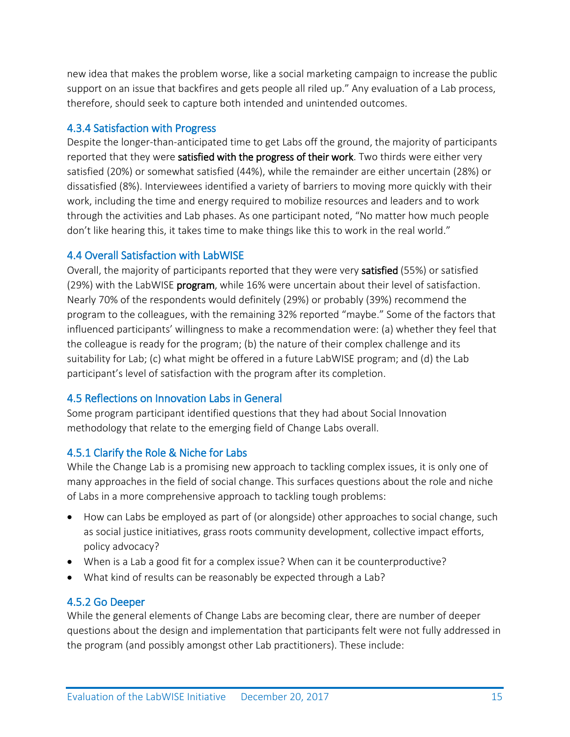new idea that makes the problem worse, like a social marketing campaign to increase the public support on an issue that backfires and gets people all riled up." Any evaluation of a Lab process, therefore, should seek to capture both intended and unintended outcomes.

### 4.3.4 Satisfaction with Progress

Despite the longer-than-anticipated time to get Labs off the ground, the majority of participants reported that they were **satisfied with the progress of their work**. Two thirds were either very satisfied (20%) or somewhat satisfied (44%), while the remainder are either uncertain (28%) or dissatisfied (8%). Interviewees identified a variety of barriers to moving more quickly with their work, including the time and energy required to mobilize resources and leaders and to work through the activities and Lab phases. As one participant noted, "No matter how much people don't like hearing this, it takes time to make things like this to work in the real world."

## 4.4 Overall Satisfaction with LabWISE

Overall, the majority of participants reported that they were very **satisfied** (55%) or satisfied (29%) with the LabWISE **program**, while 16% were uncertain about their level of satisfaction. Nearly 70% of the respondents would definitely (29%) or probably (39%) recommend the program to the colleagues, with the remaining 32% reported "maybe." Some of the factors that influenced participants' willingness to make a recommendation were: (a) whether they feel that the colleague is ready for the program; (b) the nature of their complex challenge and its suitability for Lab; (c) what might be offered in a future LabWISE program; and (d) the Lab participant's level of satisfaction with the program after its completion.

## 4.5 Reflections on Innovation Labs in General

Some program participant identified questions that they had about Social Innovation methodology that relate to the emerging field of Change Labs overall.

### 4.5.1 Clarify the Role & Niche for Labs

While the Change Lab is a promising new approach to tackling complex issues, it is only one of many approaches in the field of social change. This surfaces questions about the role and niche of Labs in a more comprehensive approach to tackling tough problems:

- How can Labs be employed as part of (or alongside) other approaches to social change, such as social justice initiatives, grass roots community development, collective impact efforts, policy advocacy?
- When is a Lab a good fit for a complex issue? When can it be counterproductive?
- What kind of results can be reasonably be expected through a Lab?

### 4.5.2 Go Deeper

While the general elements of Change Labs are becoming clear, there are number of deeper questions about the design and implementation that participants felt were not fully addressed in the program (and possibly amongst other Lab practitioners). These include: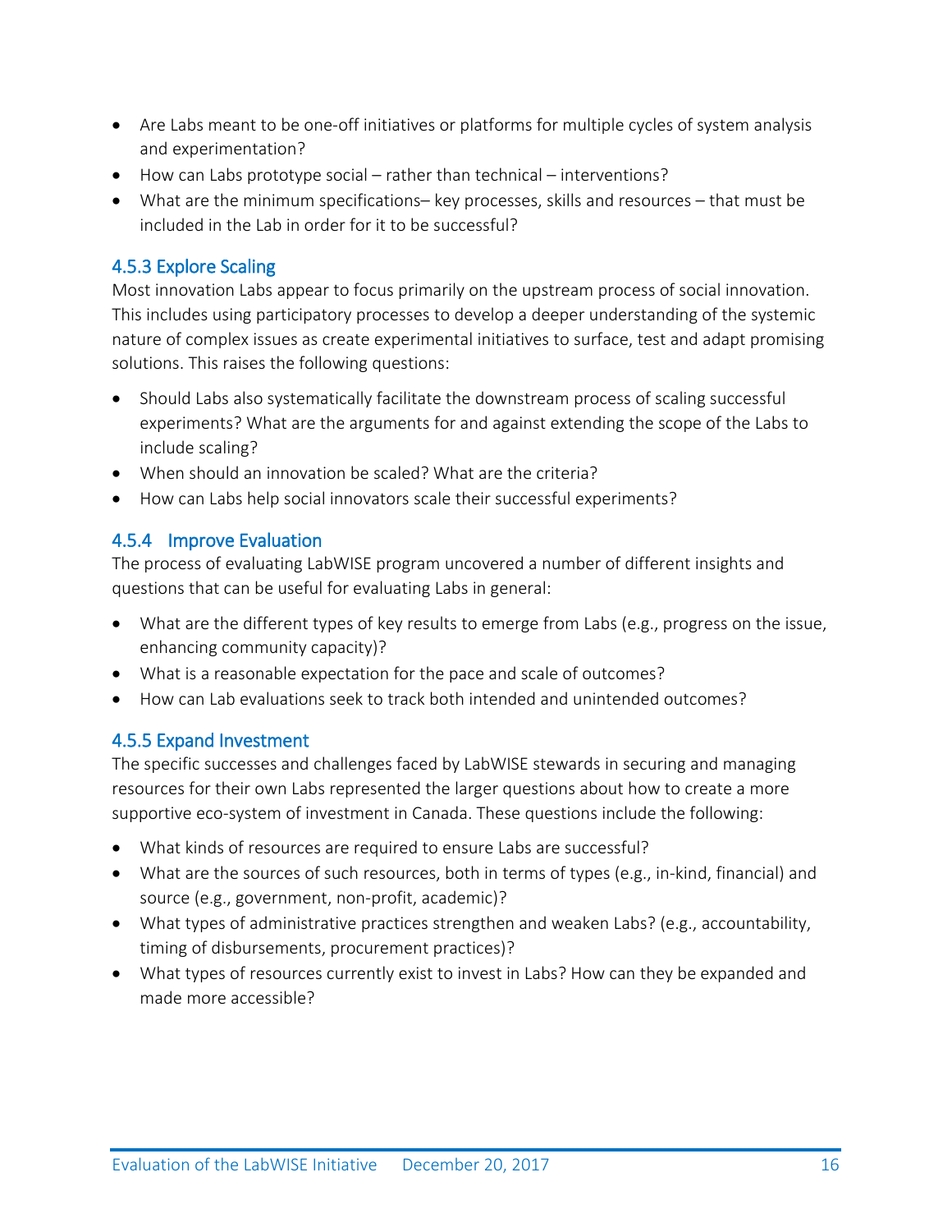- Are Labs meant to be one-off initiatives or platforms for multiple cycles of system analysis and experimentation?
- How can Labs prototype social – rather than technical – interventions?
- What are the minimum specifications– key processes, skills and resources – that must be included in the Lab in order for it to be successful?

### 4.5.3 Explore Scaling

Most innovation Labs appear to focus primarily on the upstream process of social innovation. This includes using participatory processes to develop a deeper understanding of the systemic nature of complex issues as create experimental initiatives to surface, test and adapt promising solutions. This raises the following questions:

- Should Labs also systematically facilitate the downstream process of scaling successful experiments? What are the arguments for and against extending the scope of the Labs to include scaling?
- When should an innovation be scaled? What are the criteria?
- How can Labs help social innovators scale their successful experiments?

### 4.5.4 Improve Evaluation

The process of evaluating LabWISE program uncovered a number of different insights and questions that can be useful for evaluating Labs in general:

- What are the different types of key results to emerge from Labs (e.g., progress on the issue, enhancing community capacity)?
- What is a reasonable expectation for the pace and scale of outcomes?
- How can Lab evaluations seek to track both intended and unintended outcomes?

### 4.5.5 Expand Investment

The specific successes and challenges faced by LabWISE stewards in securing and managing resources for their own Labs represented the larger questions about how to create a more supportive eco-system of investment in Canada. These questions include the following:

- What kinds of resources are required to ensure Labs are successful?
- What are the sources of such resources, both in terms of types (e.g., in-kind, financial) and source (e.g., government, non-profit, academic)?
- What types of administrative practices strengthen and weaken Labs? (e.g., accountability, timing of disbursements, procurement practices)?
- What types of resources currently exist to invest in Labs? How can they be expanded and made more accessible?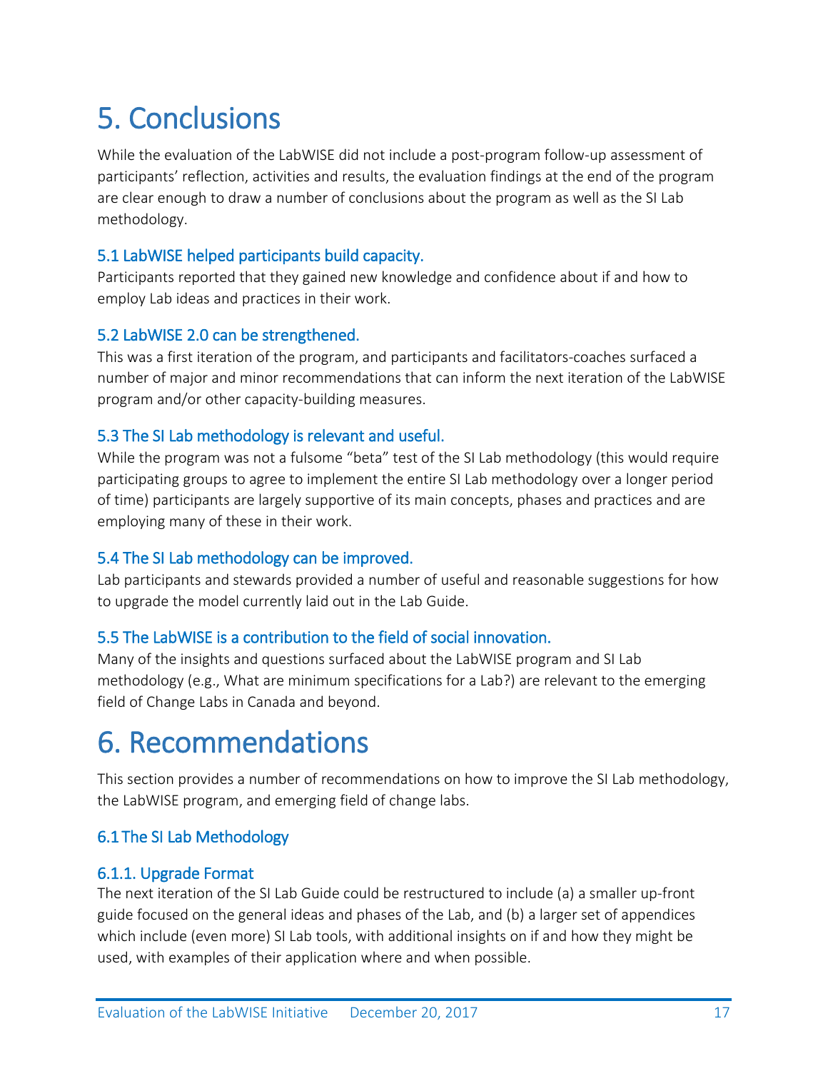# 5. Conclusions

While the evaluation of the LabWISE did not include a post-program follow-up assessment of participants' reflection, activities and results, the evaluation findings at the end of the program are clear enough to draw a number of conclusions about the program as well as the SI Lab methodology.

## 5.1 LabWISE helped participants build capacity.

Participants reported that they gained new knowledge and confidence about if and how to employ Lab ideas and practices in their work.

## 5.2 LabWISE 2.0 can be strengthened.

This was a first iteration of the program, and participants and facilitators-coaches surfaced a number of major and minor recommendations that can inform the next iteration of the LabWISE program and/or other capacity-building measures.

## 5.3 The SI Lab methodology is relevant and useful.

While the program was not a fulsome "beta" test of the SI Lab methodology (this would require participating groups to agree to implement the entire SI Lab methodology over a longer period of time) participants are largely supportive of its main concepts, phases and practices and are employing many of these in their work.

## 5.4 The SI Lab methodology can be improved.

Lab participants and stewards provided a number of useful and reasonable suggestions for how to upgrade the model currently laid out in the Lab Guide.

## 5.5 The LabWISE is a contribution to the field of social innovation.

Many of the insights and questions surfaced about the LabWISE program and SI Lab methodology (e.g., What are minimum specifications for a Lab?) are relevant to the emerging field of Change Labs in Canada and beyond.

# 6. Recommendations

This section provides a number of recommendations on how to improve the SI Lab methodology, the LabWISE program, and emerging field of change labs.

## 6.1 The SI Lab Methodology

### 6.1.1. Upgrade Format

The next iteration of the SI Lab Guide could be restructured to include (a) a smaller up-front guide focused on the general ideas and phases of the Lab, and (b) a larger set of appendices which include (even more) SI Lab tools, with additional insights on if and how they might be used, with examples of their application where and when possible.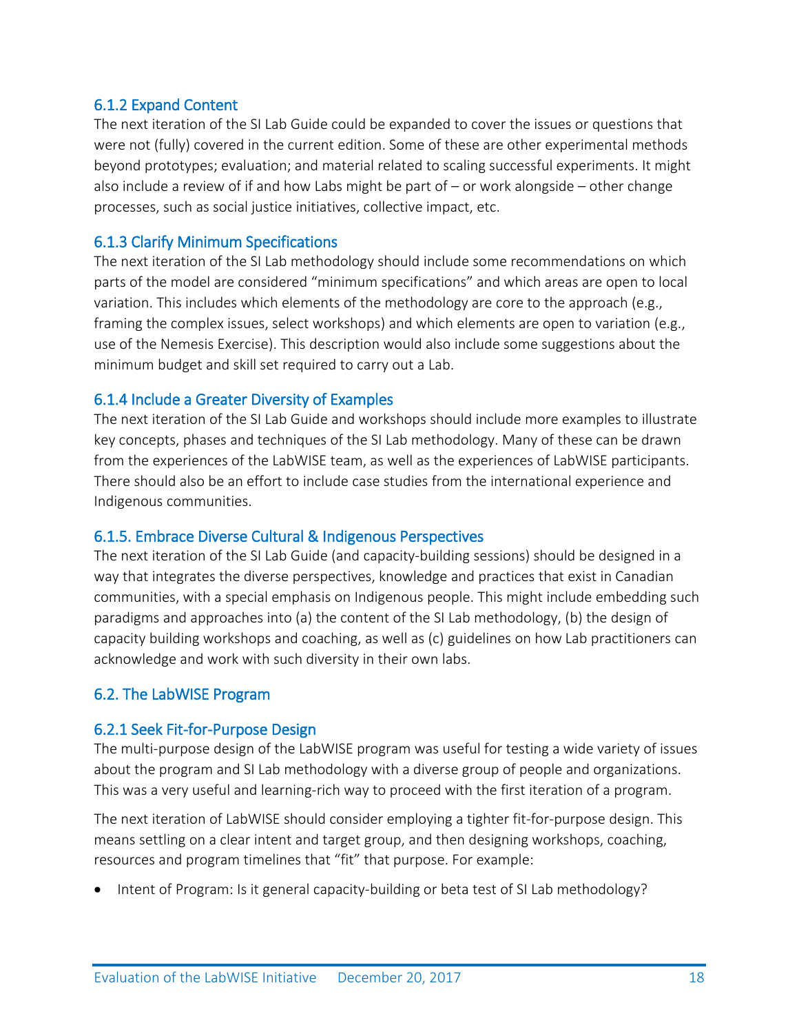### 6.1.2 Expand Content

The next iteration of the SI Lab Guide could be expanded to cover the issues or questions that were not (fully) covered in the current edition. Some of these are other experimental methods beyond prototypes; evaluation; and material related to scaling successful experiments. It might also include a review of if and how Labs might be part of – or work alongside – other change processes, such as social justice initiatives, collective impact, etc.

### 6.1.3 Clarify Minimum Specifications

The next iteration of the SI Lab methodology should include some recommendations on which parts of the model are considered "minimum specifications" and which areas are open to local variation. This includes which elements of the methodology are core to the approach (e.g., framing the complex issues, select workshops) and which elements are open to variation (e.g., use of the Nemesis Exercise). This description would also include some suggestions about the minimum budget and skill set required to carry out a Lab.

### 6.1.4 Include a Greater Diversity of Examples

The next iteration of the SI Lab Guide and workshops should include more examples to illustrate key concepts, phases and techniques of the SI Lab methodology. Many of these can be drawn from the experiences of the LabWISE team, as well as the experiences of LabWISE participants. There should also be an effort to include case studies from the international experience and Indigenous communities.

### 6.1.5. Embrace Diverse Cultural & Indigenous Perspectives

The next iteration of the SI Lab Guide (and capacity-building sessions) should be designed in a way that integrates the diverse perspectives, knowledge and practices that exist in Canadian communities, with a special emphasis on Indigenous people. This might include embedding such paradigms and approaches into (a) the content of the SI Lab methodology, (b) the design of capacity building workshops and coaching, as well as (c) guidelines on how Lab practitioners can acknowledge and work with such diversity in their own labs.

## 6.2. The LabWISE Program

### 6.2.1 Seek Fit-for-Purpose Design

The multi-purpose design of the LabWISE program was useful for testing a wide variety of issues about the program and SI Lab methodology with a diverse group of people and organizations. This was a very useful and learning-rich way to proceed with the first iteration of a program.

The next iteration of LabWISE should consider employing a tighter fit-for-purpose design. This means settling on a clear intent and target group, and then designing workshops, coaching, resources and program timelines that "fit" that purpose. For example:

- Intent of Program: Is it general capacity-building or beta test of SI Lab methodology?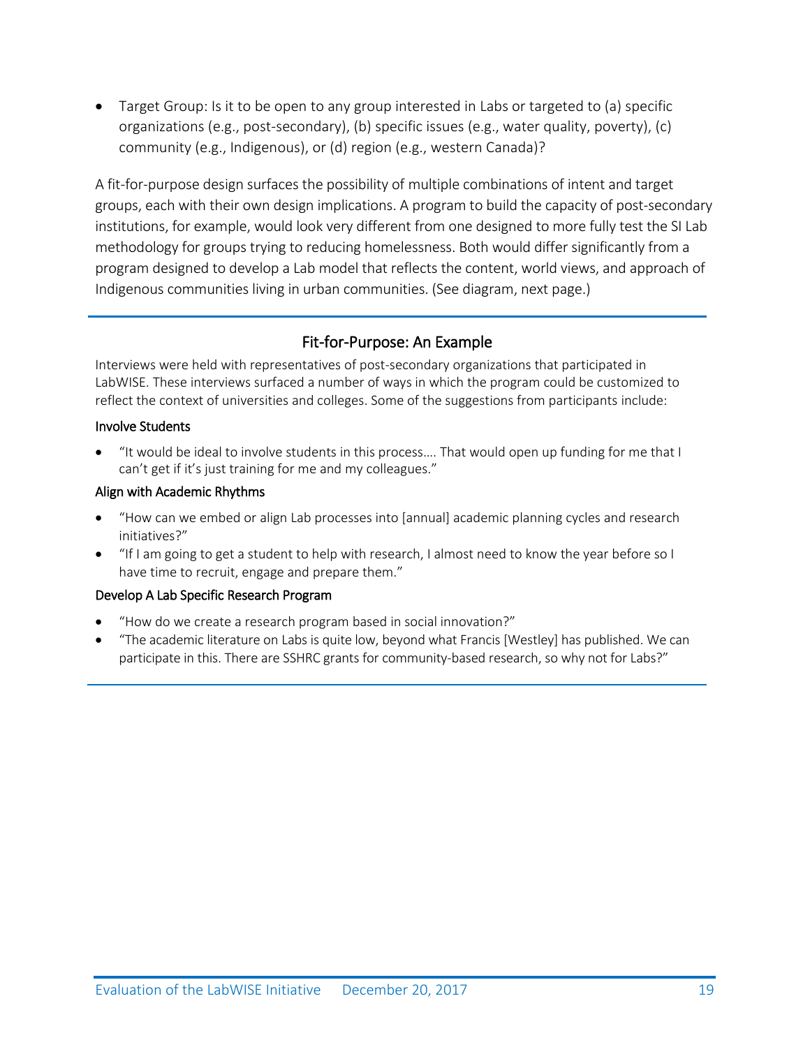- Target Group: Is it to be open to any group interested in Labs or targeted to (a) specific organizations (e.g., post-secondary), (b) specific issues (e.g., water quality, poverty), (c) community (e.g., Indigenous), or (d) region (e.g., western Canada)?

A fit-for-purpose design surfaces the possibility of multiple combinations of intent and target groups, each with their own design implications. A program to build the capacity of post-secondary institutions, for example, would look very different from one designed to more fully test the SI Lab methodology for groups trying to reducing homelessness. Both would differ significantly from a program designed to develop a Lab model that reflects the content, world views, and approach of Indigenous communities living in urban communities. (See diagram, next page.)

---

## Fit-for-Purpose: An Example

Interviews were held with representatives of post-secondary organizations that participated in LabWISE. These interviews surfaced a number of ways in which the program could be customized to reflect the context of universities and colleges. Some of the suggestions from participants include:

### Involve Students

- "It would be ideal to involve students in this process.... That would open up funding for me that I can't get if it's just training for me and my colleagues."

### Align with Academic Rhythms

- "How can we embed or align Lab processes into [annual] academic planning cycles and research initiatives?"
- "If I am going to get a student to help with research, I almost need to know the year before so I have time to recruit, engage and prepare them."

### Develop A Lab Specific Research Program

- "How do we create a research program based in social innovation?"
- "The academic literature on Labs is quite low, beyond what Francis [Westley] has published. We can participate in this. There are SSHRC grants for community-based research, so why not for Labs?"

---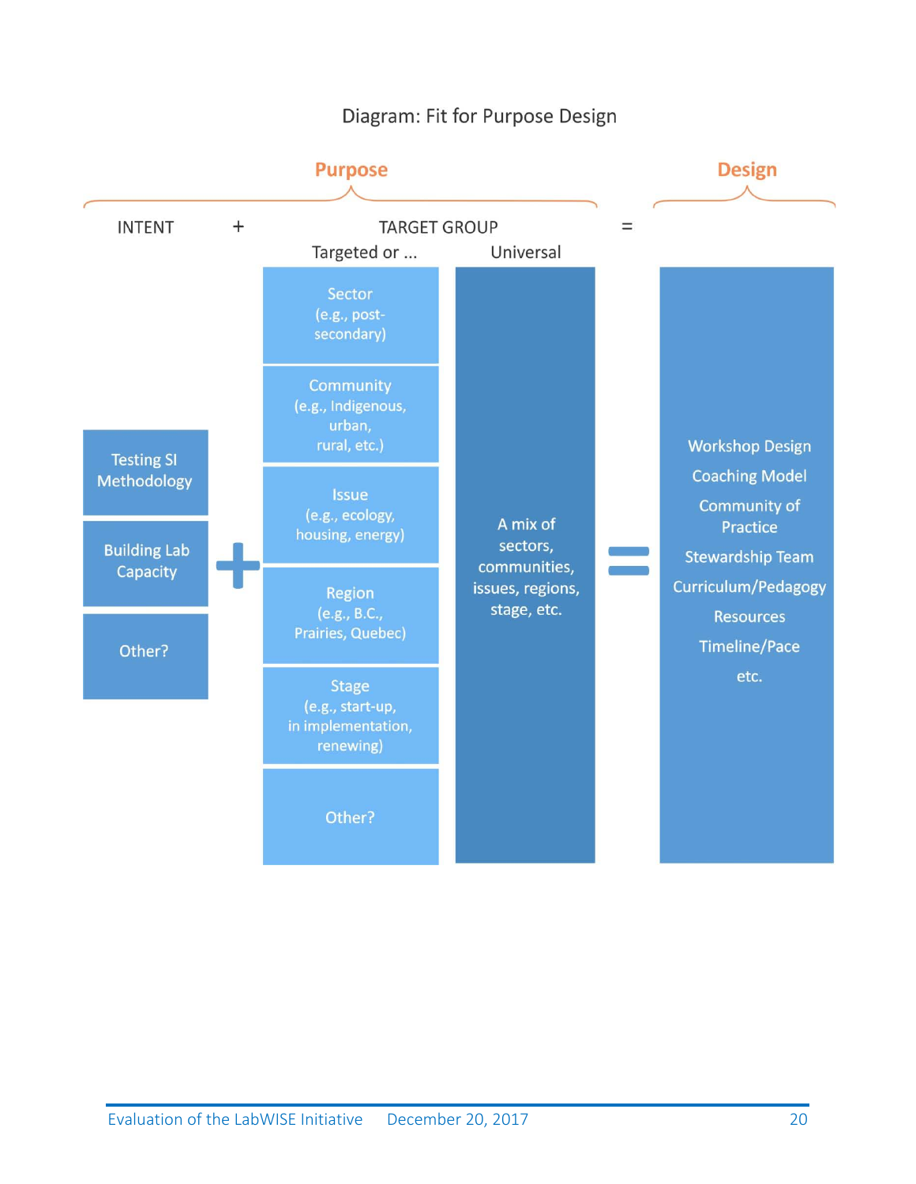Diagram: Fit for Purpose Design

| Purpose | | | | Design |
|---|---|---|---|---|
| INTENT | + | TARGET GROUP | | = |
| | | Targeted or ... | Universal | |
| Testing SI Methodology | + | Sector (e.g., post-secondary) | A mix of sectors, communities, issues, regions, stage, etc. | = Workshop Design |
| Building Lab Capacity | | Community (e.g., Indigenous, urban, rural, etc.) | | Coaching Model |
| Other? | | Issue (e.g., ecology, housing, energy) | | Community of Practice |
| | | Region (e.g., B.C., Prairies, Quebec) | | Stewardship Team |
| | | Stage (e.g., start-up, in implementation, renewing) | | Curriculum/Pedagogy |
| | | Other? | | Resources |
| | | | | Timeline/Pace |
| | | | | etc. |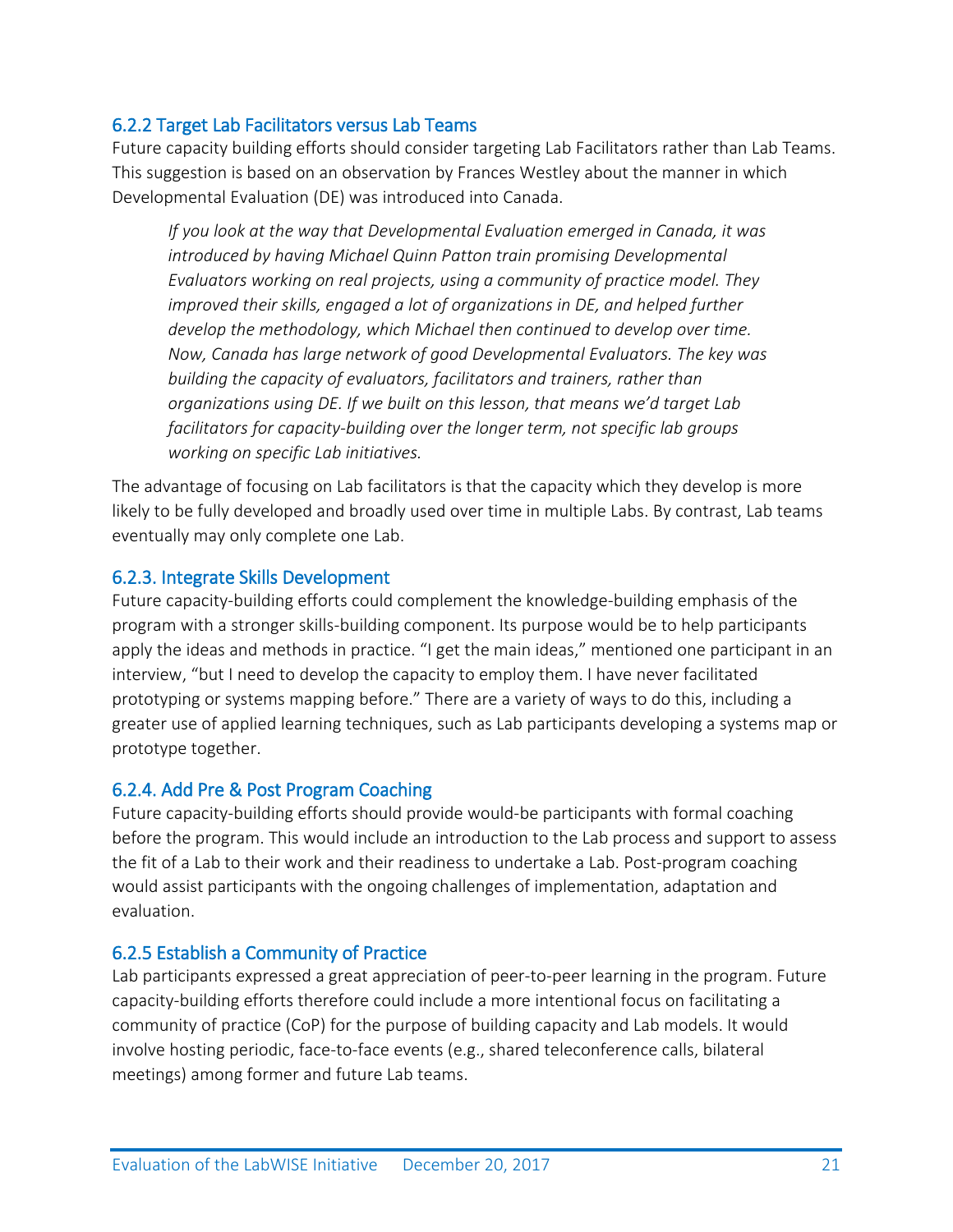### 6.2.2 Target Lab Facilitators versus Lab Teams

Future capacity building efforts should consider targeting Lab Facilitators rather than Lab Teams. This suggestion is based on an observation by Frances Westley about the manner in which Developmental Evaluation (DE) was introduced into Canada.

> *If you look at the way that Developmental Evaluation emerged in Canada, it was introduced by having Michael Quinn Patton train promising Developmental Evaluators working on real projects, using a community of practice model. They improved their skills, engaged a lot of organizations in DE, and helped further develop the methodology, which Michael then continued to develop over time. Now, Canada has large network of good Developmental Evaluators. The key was building the capacity of evaluators, facilitators and trainers, rather than organizations using DE. If we built on this lesson, that means we'd target Lab facilitators for capacity-building over the longer term, not specific lab groups working on specific Lab initiatives.*

The advantage of focusing on Lab facilitators is that the capacity which they develop is more likely to be fully developed and broadly used over time in multiple Labs. By contrast, Lab teams eventually may only complete one Lab.

### 6.2.3. Integrate Skills Development

Future capacity-building efforts could complement the knowledge-building emphasis of the program with a stronger skills-building component. Its purpose would be to help participants apply the ideas and methods in practice. "I get the main ideas," mentioned one participant in an interview, "but I need to develop the capacity to employ them. I have never facilitated prototyping or systems mapping before." There are a variety of ways to do this, including a greater use of applied learning techniques, such as Lab participants developing a systems map or prototype together.

### 6.2.4. Add Pre & Post Program Coaching

Future capacity-building efforts should provide would-be participants with formal coaching before the program. This would include an introduction to the Lab process and support to assess the fit of a Lab to their work and their readiness to undertake a Lab. Post-program coaching would assist participants with the ongoing challenges of implementation, adaptation and evaluation.

### 6.2.5 Establish a Community of Practice

Lab participants expressed a great appreciation of peer-to-peer learning in the program. Future capacity-building efforts therefore could include a more intentional focus on facilitating a community of practice (CoP) for the purpose of building capacity and Lab models. It would involve hosting periodic, face-to-face events (e.g., shared teleconference calls, bilateral meetings) among former and future Lab teams.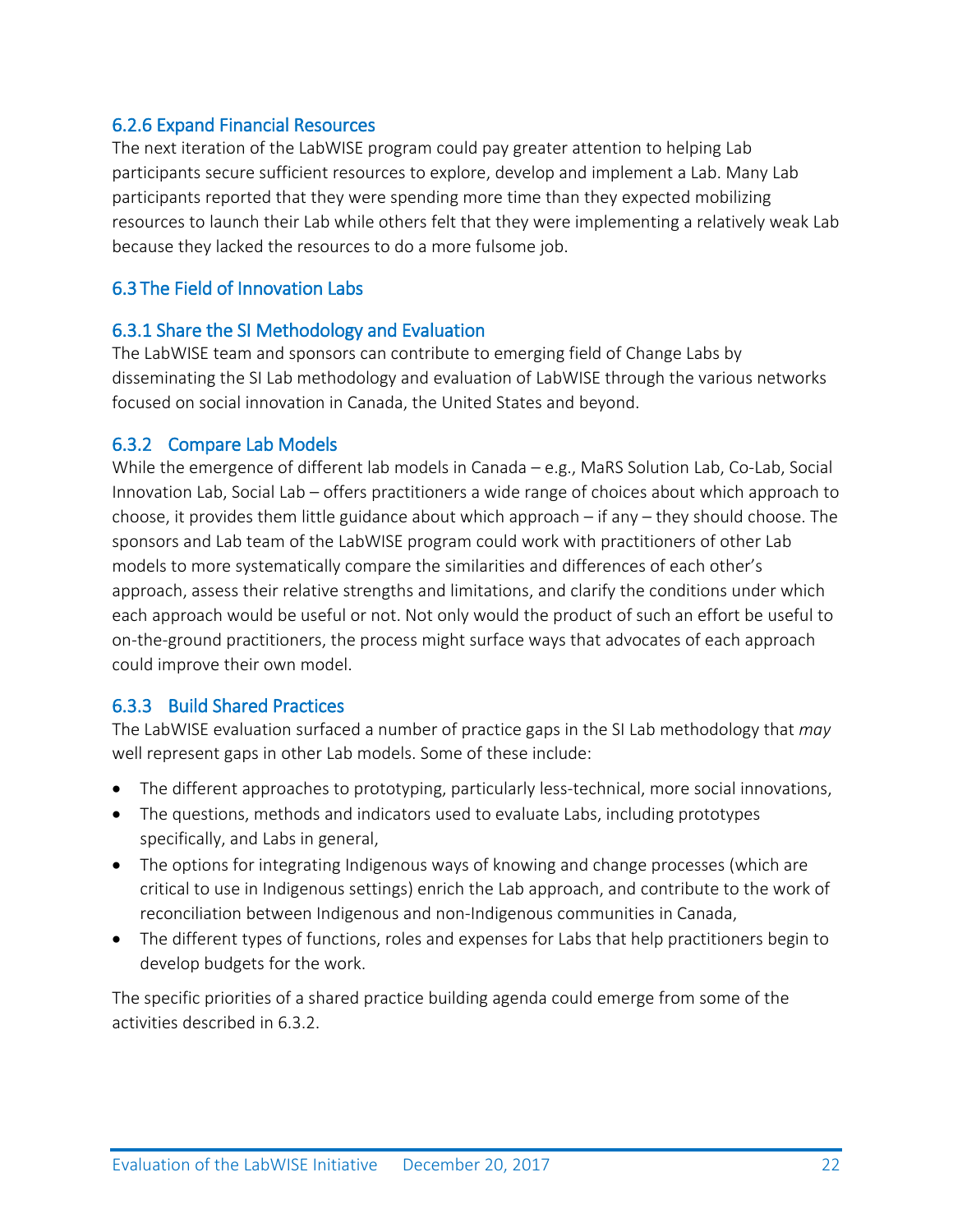### 6.2.6 Expand Financial Resources

The next iteration of the LabWISE program could pay greater attention to helping Lab participants secure sufficient resources to explore, develop and implement a Lab. Many Lab participants reported that they were spending more time than they expected mobilizing resources to launch their Lab while others felt that they were implementing a relatively weak Lab because they lacked the resources to do a more fulsome job.

## 6.3 The Field of Innovation Labs

### 6.3.1 Share the SI Methodology and Evaluation

The LabWISE team and sponsors can contribute to emerging field of Change Labs by disseminating the SI Lab methodology and evaluation of LabWISE through the various networks focused on social innovation in Canada, the United States and beyond.

### 6.3.2 Compare Lab Models

While the emergence of different lab models in Canada – e.g., MaRS Solution Lab, Co-Lab, Social Innovation Lab, Social Lab – offers practitioners a wide range of choices about which approach to choose, it provides them little guidance about which approach – if any – they should choose. The sponsors and Lab team of the LabWISE program could work with practitioners of other Lab models to more systematically compare the similarities and differences of each other's approach, assess their relative strengths and limitations, and clarify the conditions under which each approach would be useful or not. Not only would the product of such an effort be useful to on-the-ground practitioners, the process might surface ways that advocates of each approach could improve their own model.

### 6.3.3 Build Shared Practices

The LabWISE evaluation surfaced a number of practice gaps in the SI Lab methodology that *may* well represent gaps in other Lab models. Some of these include:

- The different approaches to prototyping, particularly less-technical, more social innovations,
- The questions, methods and indicators used to evaluate Labs, including prototypes specifically, and Labs in general,
- The options for integrating Indigenous ways of knowing and change processes (which are critical to use in Indigenous settings) enrich the Lab approach, and contribute to the work of reconciliation between Indigenous and non-Indigenous communities in Canada,
- The different types of functions, roles and expenses for Labs that help practitioners begin to develop budgets for the work.

The specific priorities of a shared practice building agenda could emerge from some of the activities described in 6.3.2.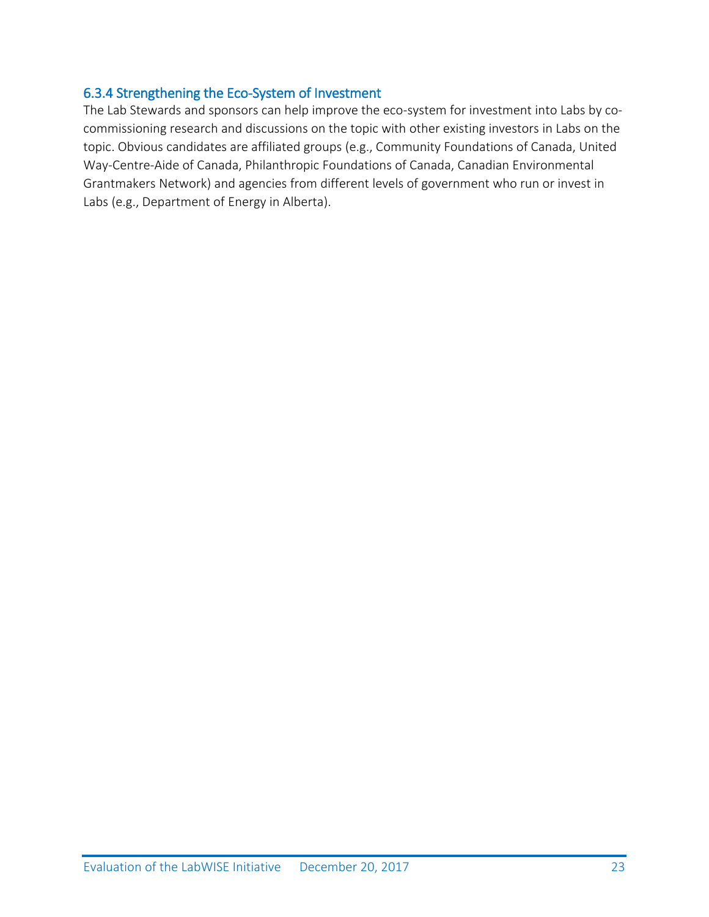### 6.3.4 Strengthening the Eco-System of Investment

The Lab Stewards and sponsors can help improve the eco-system for investment into Labs by co-commissioning research and discussions on the topic with other existing investors in Labs on the topic. Obvious candidates are affiliated groups (e.g., Community Foundations of Canada, United Way-Centre-Aide of Canada, Philanthropic Foundations of Canada, Canadian Environmental Grantmakers Network) and agencies from different levels of government who run or invest in Labs (e.g., Department of Energy in Alberta).